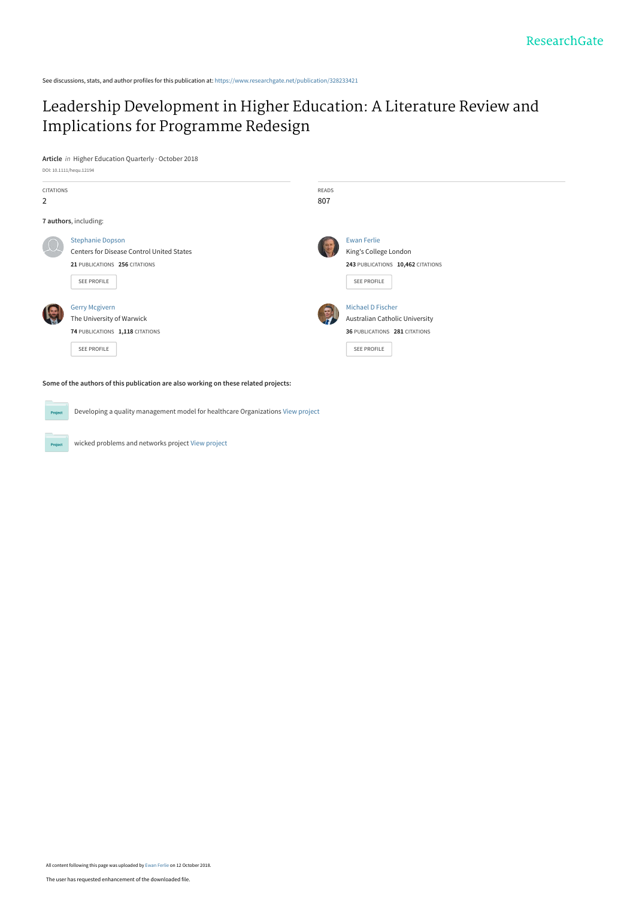ResearchGate

See discussions, stats, and author profiles for this publication at: https://www.researchgate.net/publication/328233421

# Leadership Development in Higher Education: A Literature Review and Implications for Programme Redesign

**Article** *in* Higher Education Quarterly · October 2018

DOI: 10.1111/hequ.12194

| CITATIONS | READS |
| --- | --- |
| 2 | 807 |

**7 authors**, including:

Stephanie Dopson
Centers for Disease Control United States
**21** PUBLICATIONS **256** CITATIONS
SEE PROFILE

Ewan Ferlie
King's College London
**243** PUBLICATIONS **10,462** CITATIONS
SEE PROFILE

Gerry Mcgivern
The University of Warwick
**74** PUBLICATIONS **1,118** CITATIONS
SEE PROFILE

Michael D Fischer
Australian Catholic University
**36** PUBLICATIONS **281** CITATIONS
SEE PROFILE

**Some of the authors of this publication are also working on these related projects:**

Developing a quality management model for healthcare Organizations View project

wicked problems and networks project View project

All content following this page was uploaded by Ewan Ferlie on 12 October 2018.

The user has requested enhancement of the downloaded file.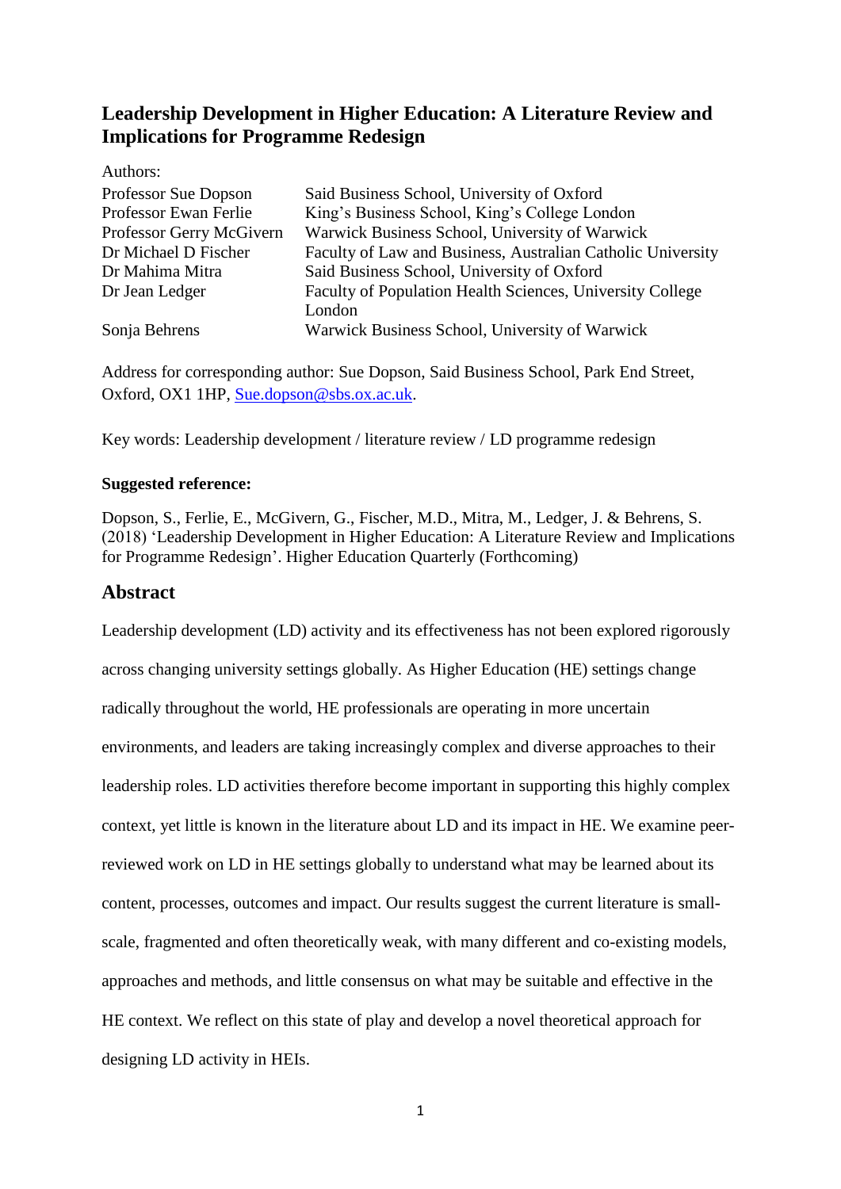# Leadership Development in Higher Education: A Literature Review and Implications for Programme Redesign

Authors:

| | |
|---|---|
| Professor Sue Dopson | Said Business School, University of Oxford |
| Professor Ewan Ferlie | King's Business School, King's College London |
| Professor Gerry McGivern | Warwick Business School, University of Warwick |
| Dr Michael D Fischer | Faculty of Law and Business, Australian Catholic University |
| Dr Mahima Mitra | Said Business School, University of Oxford |
| Dr Jean Ledger | Faculty of Population Health Sciences, University College London |
| Sonja Behrens | Warwick Business School, University of Warwick |

Address for corresponding author: Sue Dopson, Said Business School, Park End Street, Oxford, OX1 1HP, Sue.dopson@sbs.ox.ac.uk.

Key words: Leadership development / literature review / LD programme redesign

**Suggested reference:**

Dopson, S., Ferlie, E., McGivern, G., Fischer, M.D., Mitra, M., Ledger, J. & Behrens, S. (2018) 'Leadership Development in Higher Education: A Literature Review and Implications for Programme Redesign'. Higher Education Quarterly (Forthcoming)

## Abstract

Leadership development (LD) activity and its effectiveness has not been explored rigorously across changing university settings globally. As Higher Education (HE) settings change radically throughout the world, HE professionals are operating in more uncertain environments, and leaders are taking increasingly complex and diverse approaches to their leadership roles. LD activities therefore become important in supporting this highly complex context, yet little is known in the literature about LD and its impact in HE. We examine peer-reviewed work on LD in HE settings globally to understand what may be learned about its content, processes, outcomes and impact. Our results suggest the current literature is small-scale, fragmented and often theoretically weak, with many different and co-existing models, approaches and methods, and little consensus on what may be suitable and effective in the HE context. We reflect on this state of play and develop a novel theoretical approach for designing LD activity in HEIs.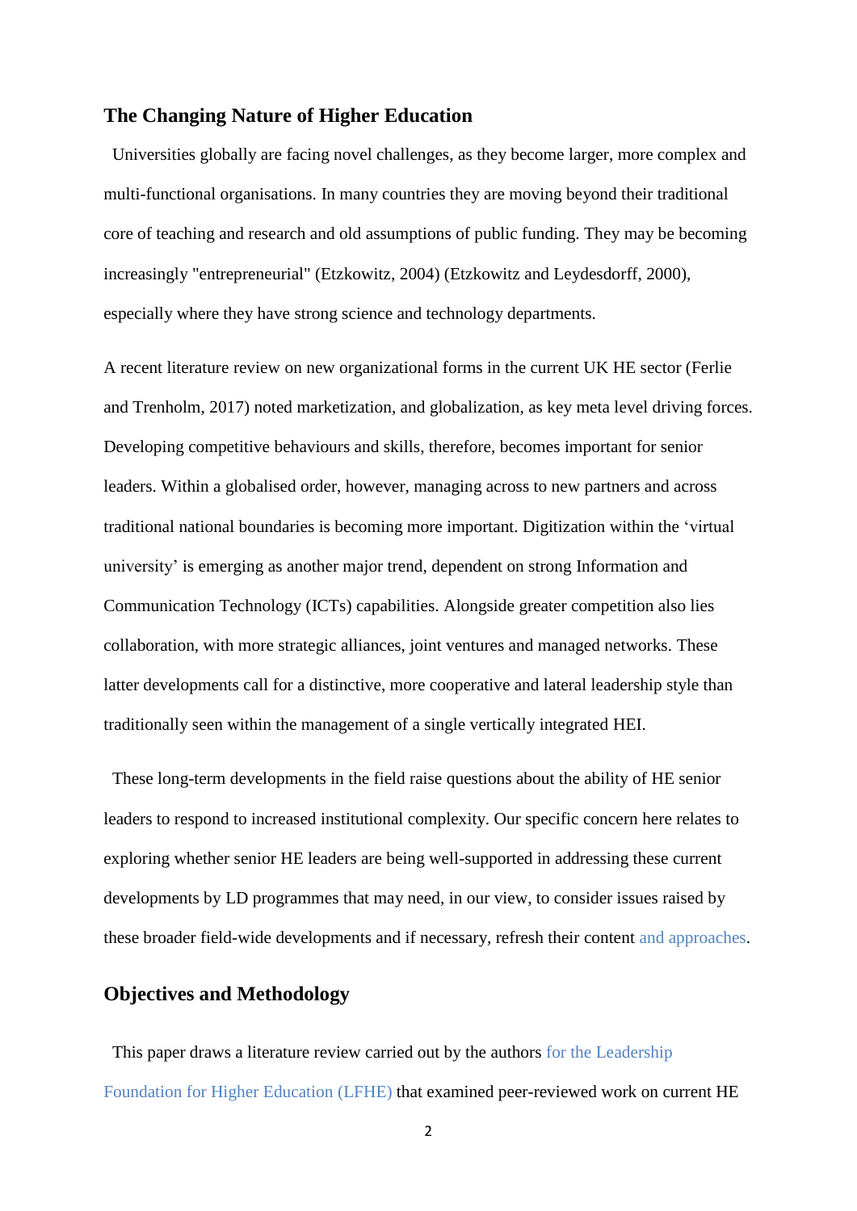## The Changing Nature of Higher Education

Universities globally are facing novel challenges, as they become larger, more complex and multi-functional organisations. In many countries they are moving beyond their traditional core of teaching and research and old assumptions of public funding. They may be becoming increasingly "entrepreneurial" (Etzkowitz, 2004) (Etzkowitz and Leydesdorff, 2000), especially where they have strong science and technology departments.

A recent literature review on new organizational forms in the current UK HE sector (Ferlie and Trenholm, 2017) noted marketization, and globalization, as key meta level driving forces. Developing competitive behaviours and skills, therefore, becomes important for senior leaders. Within a globalised order, however, managing across to new partners and across traditional national boundaries is becoming more important. Digitization within the 'virtual university' is emerging as another major trend, dependent on strong Information and Communication Technology (ICTs) capabilities. Alongside greater competition also lies collaboration, with more strategic alliances, joint ventures and managed networks. These latter developments call for a distinctive, more cooperative and lateral leadership style than traditionally seen within the management of a single vertically integrated HEI.

These long-term developments in the field raise questions about the ability of HE senior leaders to respond to increased institutional complexity. Our specific concern here relates to exploring whether senior HE leaders are being well-supported in addressing these current developments by LD programmes that may need, in our view, to consider issues raised by these broader field-wide developments and if necessary, refresh their content and approaches.

## Objectives and Methodology

This paper draws a literature review carried out by the authors for the Leadership Foundation for Higher Education (LFHE) that examined peer-reviewed work on current HE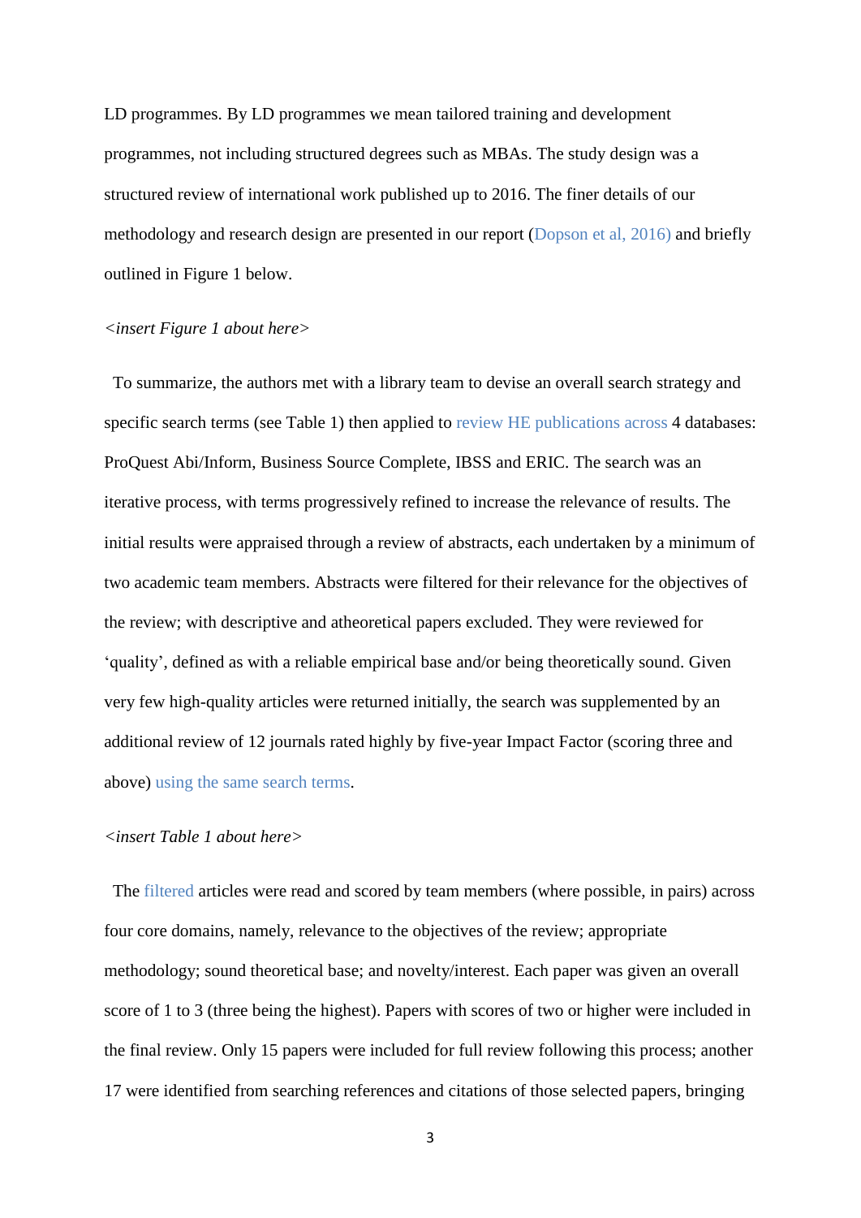LD programmes. By LD programmes we mean tailored training and development programmes, not including structured degrees such as MBAs. The study design was a structured review of international work published up to 2016. The finer details of our methodology and research design are presented in our report (Dopson et al, 2016) and briefly outlined in Figure 1 below.

*<insert Figure 1 about here>*

To summarize, the authors met with a library team to devise an overall search strategy and specific search terms (see Table 1) then applied to review HE publications across 4 databases: ProQuest Abi/Inform, Business Source Complete, IBSS and ERIC. The search was an iterative process, with terms progressively refined to increase the relevance of results. The initial results were appraised through a review of abstracts, each undertaken by a minimum of two academic team members. Abstracts were filtered for their relevance for the objectives of the review; with descriptive and atheoretical papers excluded. They were reviewed for 'quality', defined as with a reliable empirical base and/or being theoretically sound. Given very few high-quality articles were returned initially, the search was supplemented by an additional review of 12 journals rated highly by five-year Impact Factor (scoring three and above) using the same search terms.

*<insert Table 1 about here>*

The filtered articles were read and scored by team members (where possible, in pairs) across four core domains, namely, relevance to the objectives of the review; appropriate methodology; sound theoretical base; and novelty/interest. Each paper was given an overall score of 1 to 3 (three being the highest). Papers with scores of two or higher were included in the final review. Only 15 papers were included for full review following this process; another 17 were identified from searching references and citations of those selected papers, bringing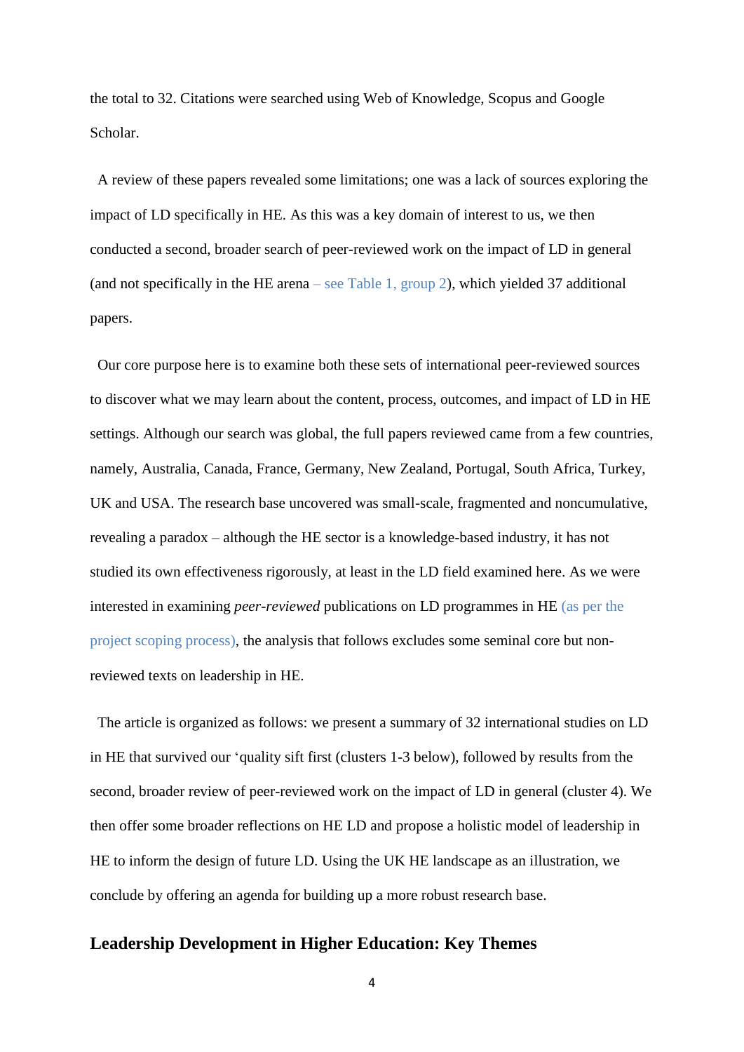the total to 32. Citations were searched using Web of Knowledge, Scopus and Google Scholar.

A review of these papers revealed some limitations; one was a lack of sources exploring the impact of LD specifically in HE. As this was a key domain of interest to us, we then conducted a second, broader search of peer-reviewed work on the impact of LD in general (and not specifically in the HE arena – see Table 1, group 2), which yielded 37 additional papers.

Our core purpose here is to examine both these sets of international peer-reviewed sources to discover what we may learn about the content, process, outcomes, and impact of LD in HE settings. Although our search was global, the full papers reviewed came from a few countries, namely, Australia, Canada, France, Germany, New Zealand, Portugal, South Africa, Turkey, UK and USA. The research base uncovered was small-scale, fragmented and noncumulative, revealing a paradox – although the HE sector is a knowledge-based industry, it has not studied its own effectiveness rigorously, at least in the LD field examined here. As we were interested in examining *peer-reviewed* publications on LD programmes in HE (as per the project scoping process), the analysis that follows excludes some seminal core but non-reviewed texts on leadership in HE.

The article is organized as follows: we present a summary of 32 international studies on LD in HE that survived our 'quality sift first (clusters 1-3 below), followed by results from the second, broader review of peer-reviewed work on the impact of LD in general (cluster 4). We then offer some broader reflections on HE LD and propose a holistic model of leadership in HE to inform the design of future LD. Using the UK HE landscape as an illustration, we conclude by offering an agenda for building up a more robust research base.

## Leadership Development in Higher Education: Key Themes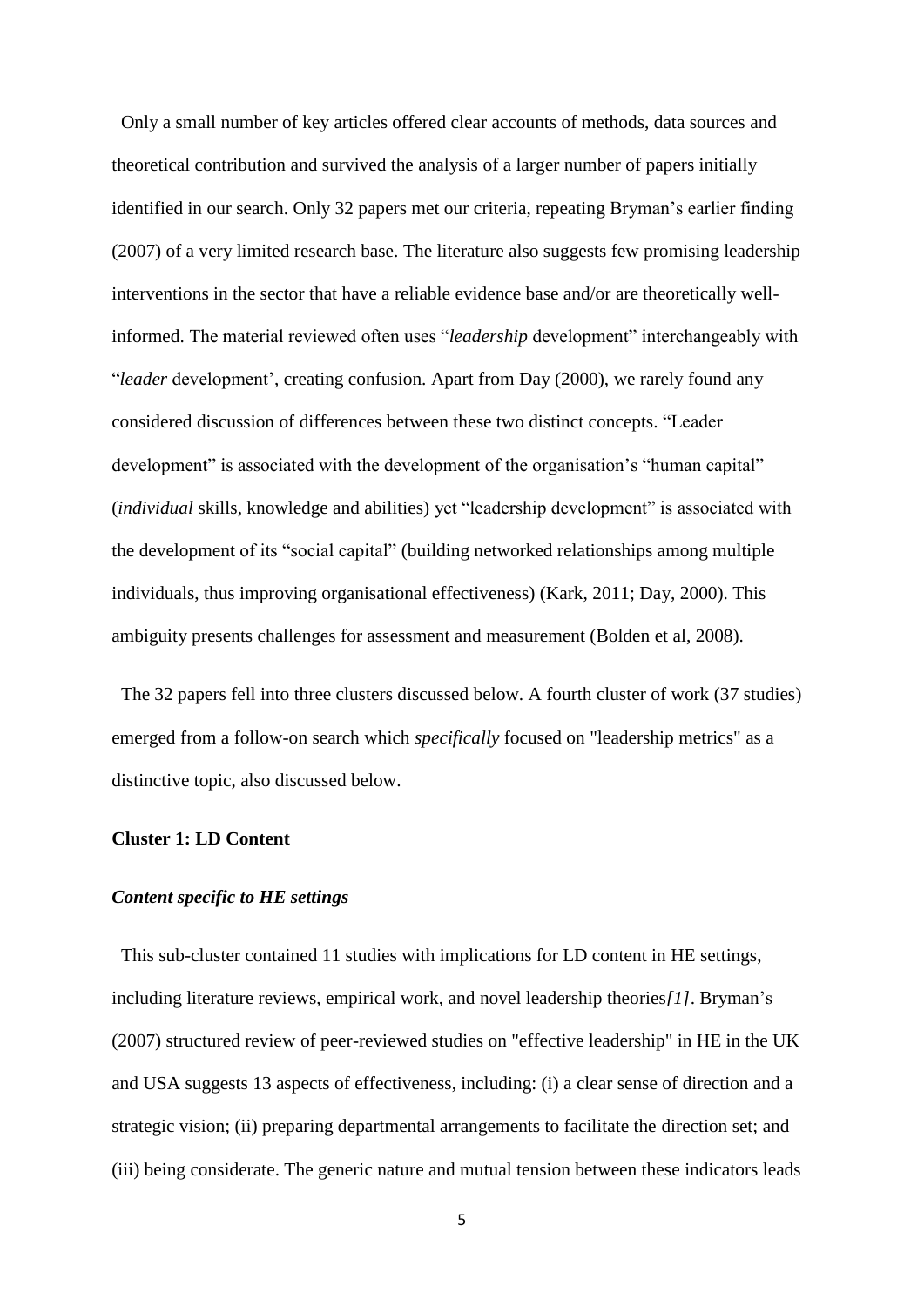Only a small number of key articles offered clear accounts of methods, data sources and theoretical contribution and survived the analysis of a larger number of papers initially identified in our search. Only 32 papers met our criteria, repeating Bryman's earlier finding (2007) of a very limited research base. The literature also suggests few promising leadership interventions in the sector that have a reliable evidence base and/or are theoretically well-informed. The material reviewed often uses "*leadership* development" interchangeably with "*leader* development', creating confusion. Apart from Day (2000), we rarely found any considered discussion of differences between these two distinct concepts. "Leader development" is associated with the development of the organisation's "human capital" (*individual* skills, knowledge and abilities) yet "leadership development" is associated with the development of its "social capital" (building networked relationships among multiple individuals, thus improving organisational effectiveness) (Kark, 2011; Day, 2000). This ambiguity presents challenges for assessment and measurement (Bolden et al, 2008).

The 32 papers fell into three clusters discussed below. A fourth cluster of work (37 studies) emerged from a follow-on search which *specifically* focused on "leadership metrics" as a distinctive topic, also discussed below.

**Cluster 1: LD Content**

***Content specific to HE settings***

This sub-cluster contained 11 studies with implications for LD content in HE settings, including literature reviews, empirical work, and novel leadership theories*[1]*. Bryman's (2007) structured review of peer-reviewed studies on "effective leadership" in HE in the UK and USA suggests 13 aspects of effectiveness, including: (i) a clear sense of direction and a strategic vision; (ii) preparing departmental arrangements to facilitate the direction set; and (iii) being considerate. The generic nature and mutual tension between these indicators leads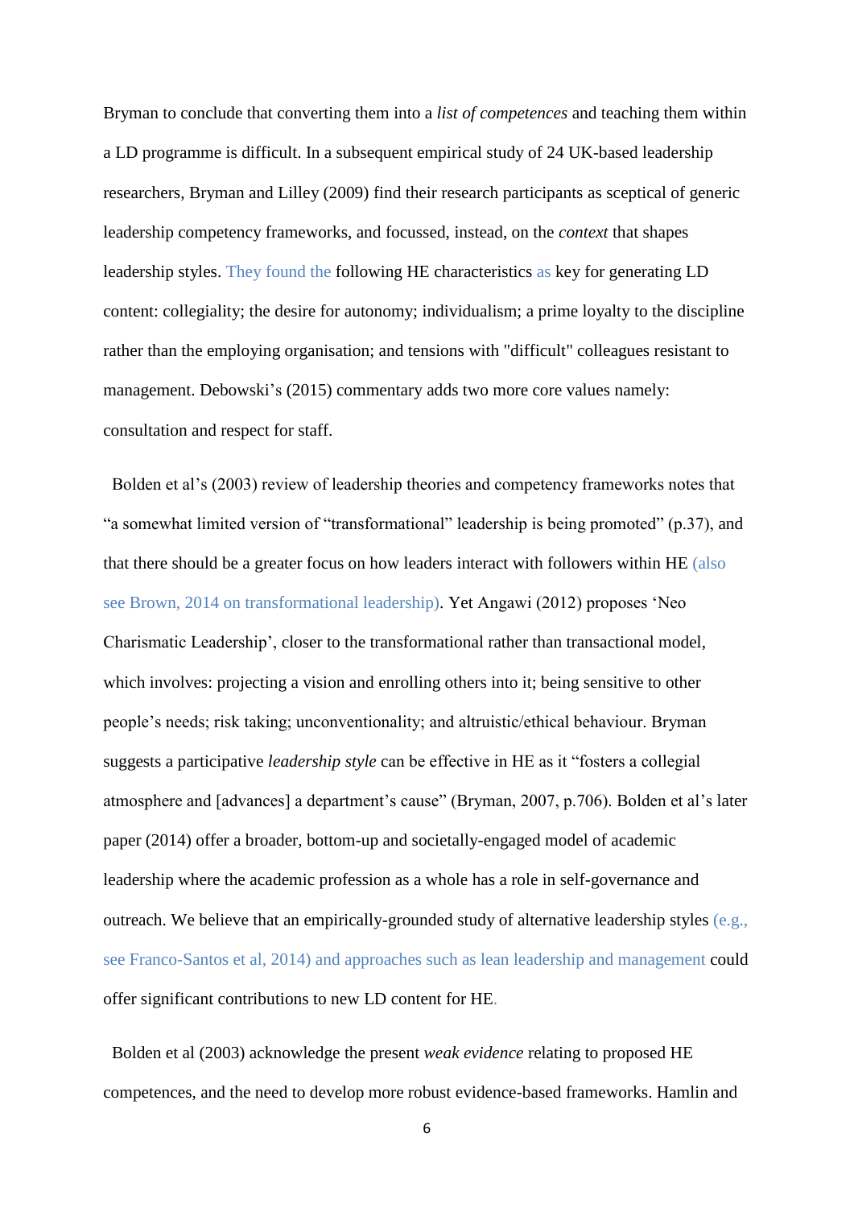Bryman to conclude that converting them into a *list of competences* and teaching them within a LD programme is difficult. In a subsequent empirical study of 24 UK-based leadership researchers, Bryman and Lilley (2009) find their research participants as sceptical of generic leadership competency frameworks, and focussed, instead, on the *context* that shapes leadership styles. They found the following HE characteristics as key for generating LD content: collegiality; the desire for autonomy; individualism; a prime loyalty to the discipline rather than the employing organisation; and tensions with "difficult" colleagues resistant to management. Debowski's (2015) commentary adds two more core values namely: consultation and respect for staff.

Bolden et al's (2003) review of leadership theories and competency frameworks notes that "a somewhat limited version of "transformational" leadership is being promoted" (p.37), and that there should be a greater focus on how leaders interact with followers within HE (also see Brown, 2014 on transformational leadership). Yet Angawi (2012) proposes 'Neo Charismatic Leadership', closer to the transformational rather than transactional model, which involves: projecting a vision and enrolling others into it; being sensitive to other people's needs; risk taking; unconventionality; and altruistic/ethical behaviour. Bryman suggests a participative *leadership style* can be effective in HE as it "fosters a collegial atmosphere and [advances] a department's cause" (Bryman, 2007, p.706). Bolden et al's later paper (2014) offer a broader, bottom-up and societally-engaged model of academic leadership where the academic profession as a whole has a role in self-governance and outreach. We believe that an empirically-grounded study of alternative leadership styles (e.g., see Franco-Santos et al, 2014) and approaches such as lean leadership and management could offer significant contributions to new LD content for HE.

Bolden et al (2003) acknowledge the present *weak evidence* relating to proposed HE competences, and the need to develop more robust evidence-based frameworks. Hamlin and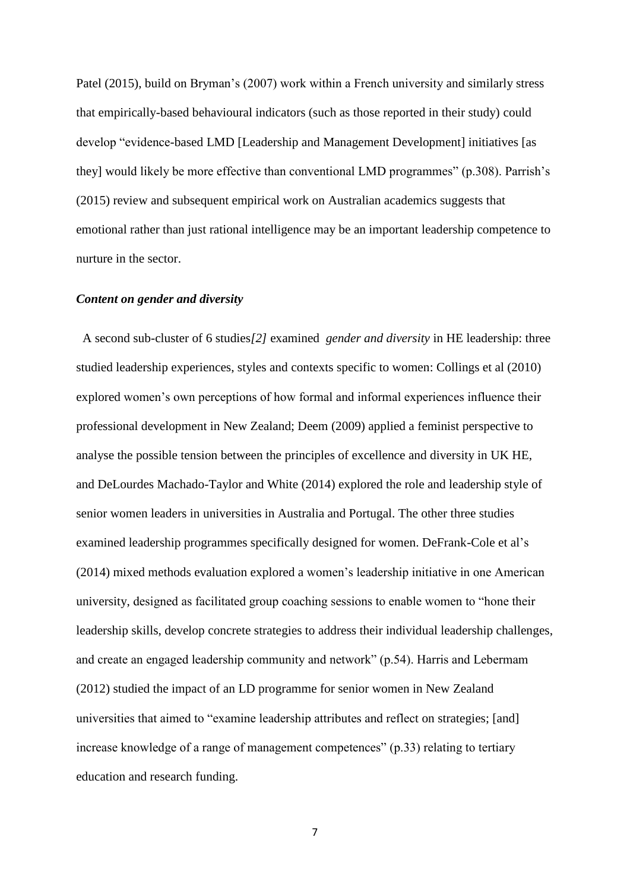Patel (2015), build on Bryman's (2007) work within a French university and similarly stress that empirically-based behavioural indicators (such as those reported in their study) could develop "evidence-based LMD [Leadership and Management Development] initiatives [as they] would likely be more effective than conventional LMD programmes" (p.308). Parrish's (2015) review and subsequent empirical work on Australian academics suggests that emotional rather than just rational intelligence may be an important leadership competence to nurture in the sector.

***Content on gender and diversity***

A second sub-cluster of 6 studies*[2]* examined *gender and diversity* in HE leadership: three studied leadership experiences, styles and contexts specific to women: Collings et al (2010) explored women's own perceptions of how formal and informal experiences influence their professional development in New Zealand; Deem (2009) applied a feminist perspective to analyse the possible tension between the principles of excellence and diversity in UK HE, and DeLourdes Machado-Taylor and White (2014) explored the role and leadership style of senior women leaders in universities in Australia and Portugal. The other three studies examined leadership programmes specifically designed for women. DeFrank-Cole et al's (2014) mixed methods evaluation explored a women's leadership initiative in one American university, designed as facilitated group coaching sessions to enable women to "hone their leadership skills, develop concrete strategies to address their individual leadership challenges, and create an engaged leadership community and network" (p.54). Harris and Lebermam (2012) studied the impact of an LD programme for senior women in New Zealand universities that aimed to "examine leadership attributes and reflect on strategies; [and] increase knowledge of a range of management competences" (p.33) relating to tertiary education and research funding.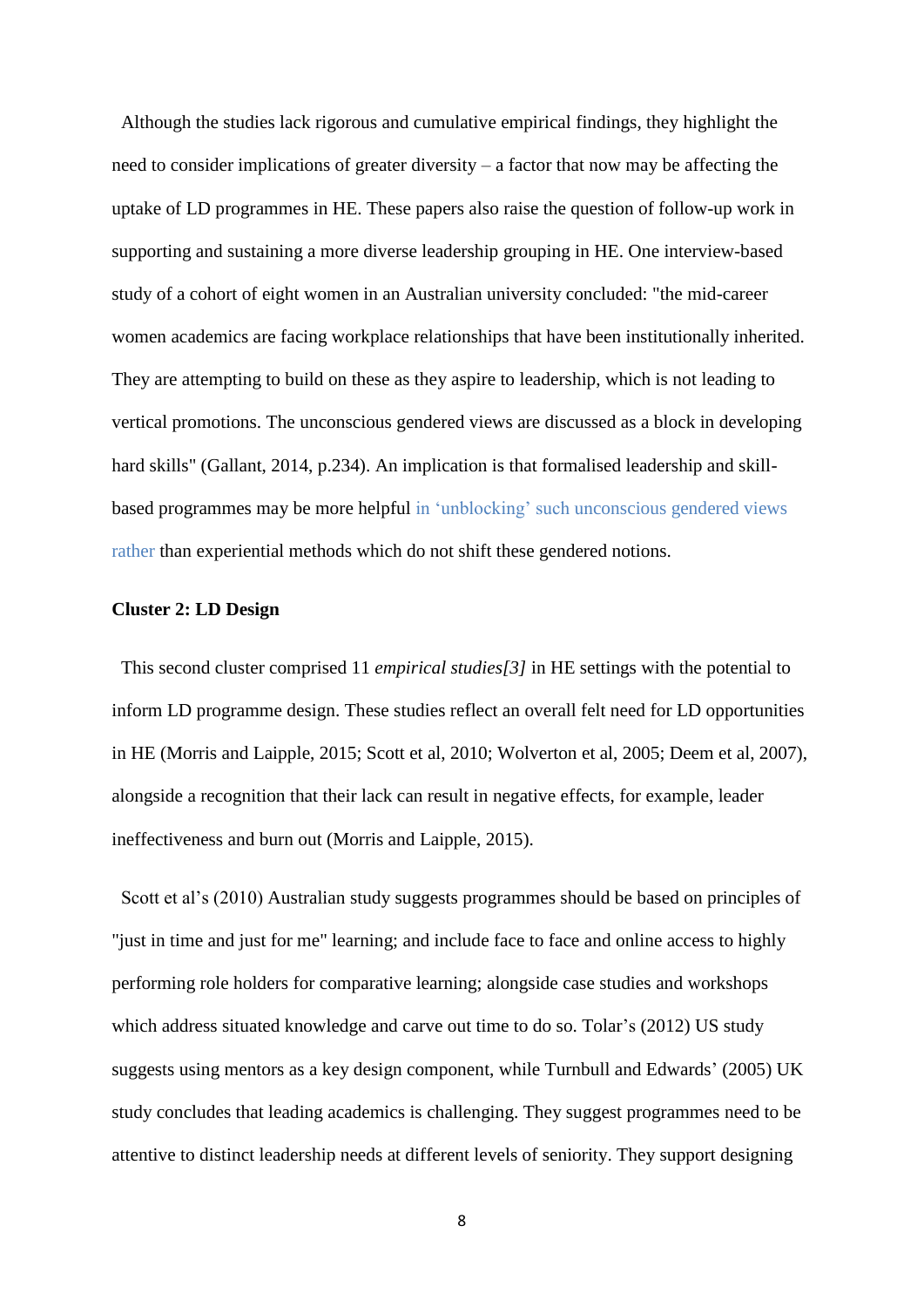Although the studies lack rigorous and cumulative empirical findings, they highlight the need to consider implications of greater diversity – a factor that now may be affecting the uptake of LD programmes in HE. These papers also raise the question of follow-up work in supporting and sustaining a more diverse leadership grouping in HE. One interview-based study of a cohort of eight women in an Australian university concluded: "the mid-career women academics are facing workplace relationships that have been institutionally inherited. They are attempting to build on these as they aspire to leadership, which is not leading to vertical promotions. The unconscious gendered views are discussed as a block in developing hard skills" (Gallant, 2014, p.234). An implication is that formalised leadership and skill-based programmes may be more helpful in 'unblocking' such unconscious gendered views rather than experiential methods which do not shift these gendered notions.

**Cluster 2: LD Design**

This second cluster comprised 11 *empirical studies[3]* in HE settings with the potential to inform LD programme design. These studies reflect an overall felt need for LD opportunities in HE (Morris and Laipple, 2015; Scott et al, 2010; Wolverton et al, 2005; Deem et al, 2007), alongside a recognition that their lack can result in negative effects, for example, leader ineffectiveness and burn out (Morris and Laipple, 2015).

Scott et al's (2010) Australian study suggests programmes should be based on principles of "just in time and just for me" learning; and include face to face and online access to highly performing role holders for comparative learning; alongside case studies and workshops which address situated knowledge and carve out time to do so. Tolar's (2012) US study suggests using mentors as a key design component, while Turnbull and Edwards' (2005) UK study concludes that leading academics is challenging. They suggest programmes need to be attentive to distinct leadership needs at different levels of seniority. They support designing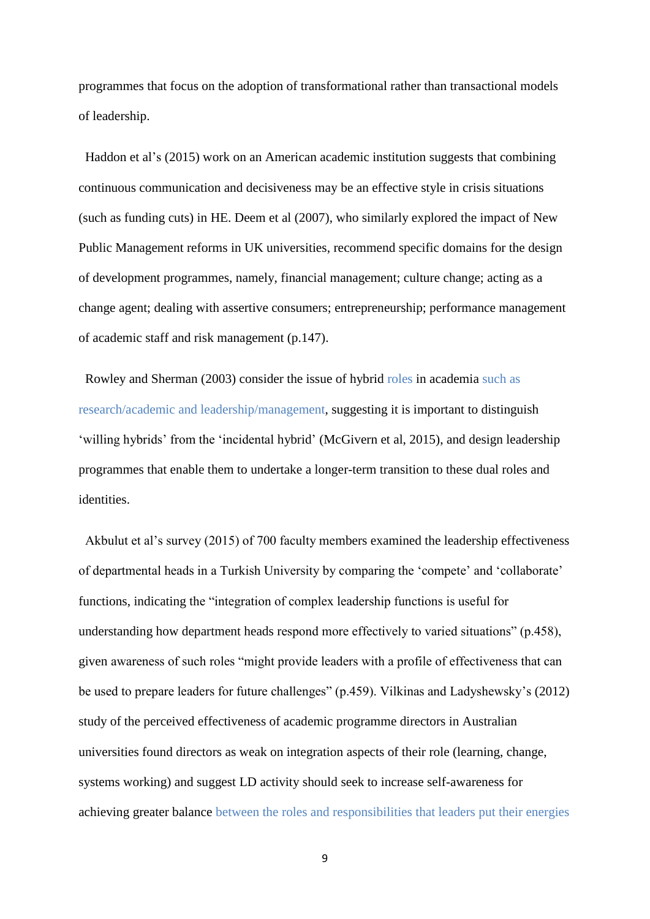programmes that focus on the adoption of transformational rather than transactional models of leadership.

Haddon et al's (2015) work on an American academic institution suggests that combining continuous communication and decisiveness may be an effective style in crisis situations (such as funding cuts) in HE. Deem et al (2007), who similarly explored the impact of New Public Management reforms in UK universities, recommend specific domains for the design of development programmes, namely, financial management; culture change; acting as a change agent; dealing with assertive consumers; entrepreneurship; performance management of academic staff and risk management (p.147).

Rowley and Sherman (2003) consider the issue of hybrid roles in academia such as research/academic and leadership/management, suggesting it is important to distinguish 'willing hybrids' from the 'incidental hybrid' (McGivern et al, 2015), and design leadership programmes that enable them to undertake a longer-term transition to these dual roles and identities.

Akbulut et al's survey (2015) of 700 faculty members examined the leadership effectiveness of departmental heads in a Turkish University by comparing the 'compete' and 'collaborate' functions, indicating the "integration of complex leadership functions is useful for understanding how department heads respond more effectively to varied situations" (p.458), given awareness of such roles "might provide leaders with a profile of effectiveness that can be used to prepare leaders for future challenges" (p.459). Vilkinas and Ladyshewsky's (2012) study of the perceived effectiveness of academic programme directors in Australian universities found directors as weak on integration aspects of their role (learning, change, systems working) and suggest LD activity should seek to increase self-awareness for achieving greater balance between the roles and responsibilities that leaders put their energies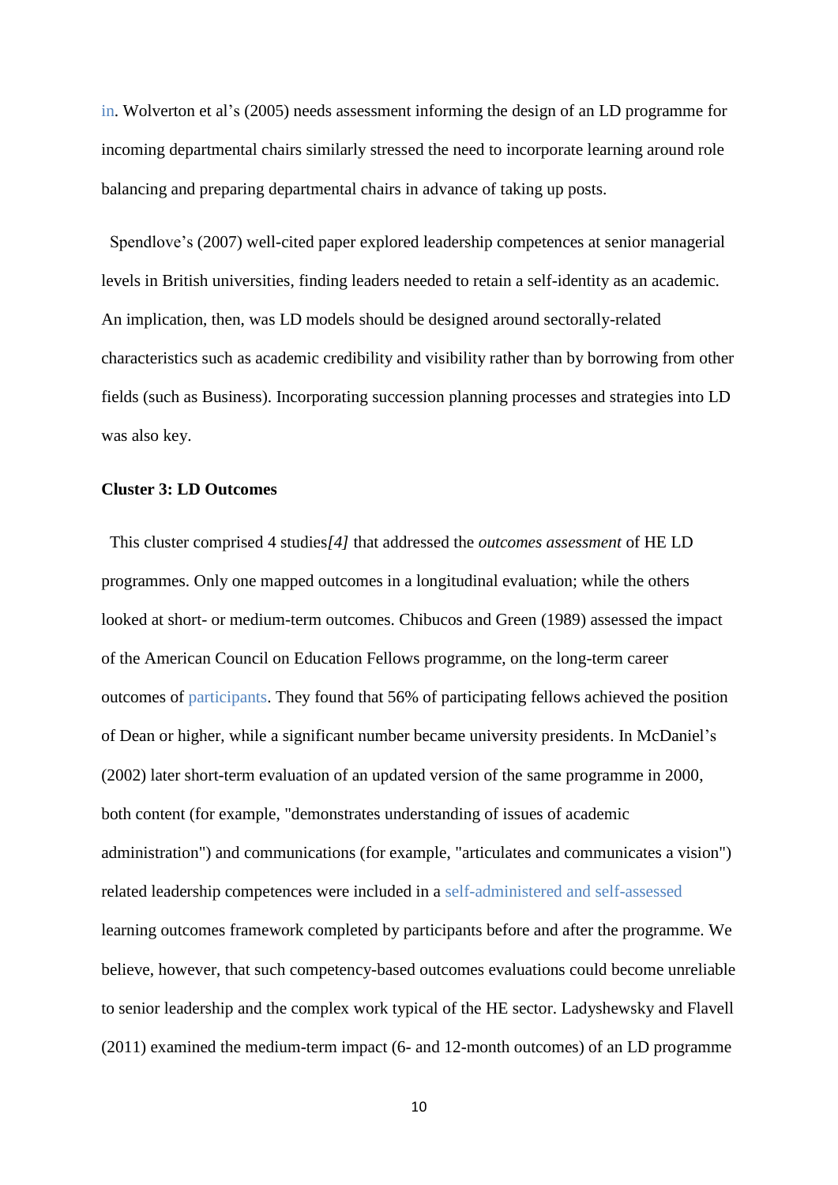in. Wolverton et al's (2005) needs assessment informing the design of an LD programme for incoming departmental chairs similarly stressed the need to incorporate learning around role balancing and preparing departmental chairs in advance of taking up posts.

Spendlove's (2007) well-cited paper explored leadership competences at senior managerial levels in British universities, finding leaders needed to retain a self-identity as an academic. An implication, then, was LD models should be designed around sectorally-related characteristics such as academic credibility and visibility rather than by borrowing from other fields (such as Business). Incorporating succession planning processes and strategies into LD was also key.

**Cluster 3: LD Outcomes**

This cluster comprised 4 studies*[4]* that addressed the *outcomes assessment* of HE LD programmes. Only one mapped outcomes in a longitudinal evaluation; while the others looked at short- or medium-term outcomes. Chibucos and Green (1989) assessed the impact of the American Council on Education Fellows programme, on the long-term career outcomes of participants. They found that 56% of participating fellows achieved the position of Dean or higher, while a significant number became university presidents. In McDaniel's (2002) later short-term evaluation of an updated version of the same programme in 2000, both content (for example, "demonstrates understanding of issues of academic administration") and communications (for example, "articulates and communicates a vision") related leadership competences were included in a self-administered and self-assessed learning outcomes framework completed by participants before and after the programme. We believe, however, that such competency-based outcomes evaluations could become unreliable to senior leadership and the complex work typical of the HE sector. Ladyshewsky and Flavell (2011) examined the medium-term impact (6- and 12-month outcomes) of an LD programme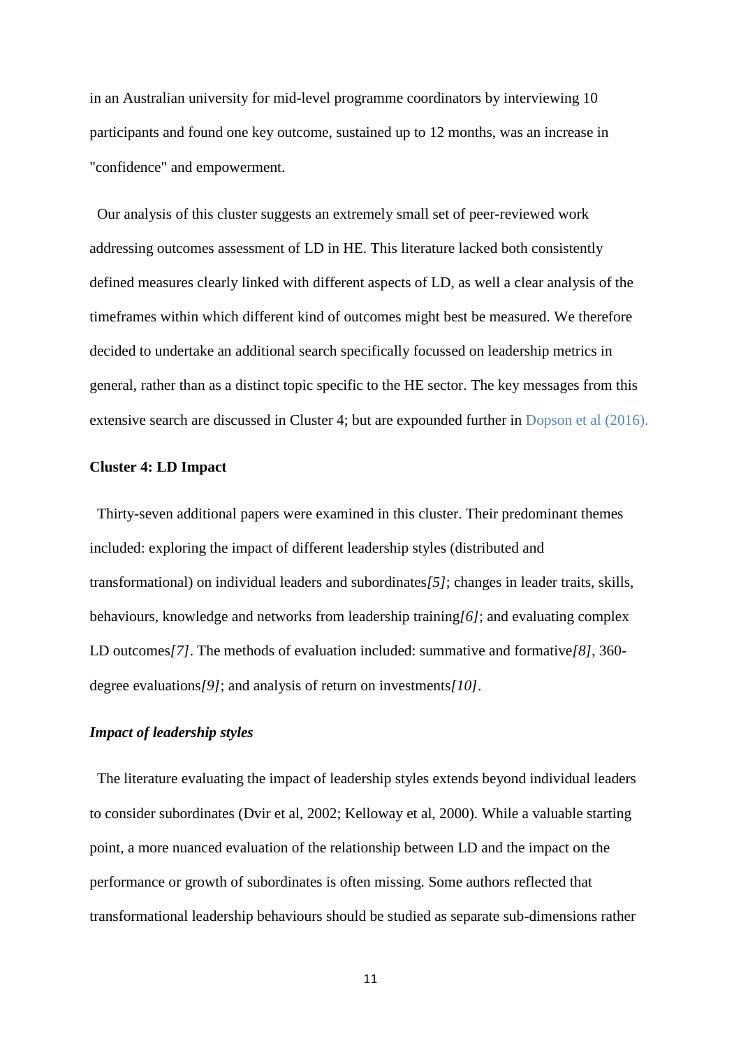in an Australian university for mid-level programme coordinators by interviewing 10 participants and found one key outcome, sustained up to 12 months, was an increase in "confidence" and empowerment.

Our analysis of this cluster suggests an extremely small set of peer-reviewed work addressing outcomes assessment of LD in HE. This literature lacked both consistently defined measures clearly linked with different aspects of LD, as well a clear analysis of the timeframes within which different kind of outcomes might best be measured. We therefore decided to undertake an additional search specifically focussed on leadership metrics in general, rather than as a distinct topic specific to the HE sector. The key messages from this extensive search are discussed in Cluster 4; but are expounded further in Dopson et al (2016).

**Cluster 4: LD Impact**

Thirty-seven additional papers were examined in this cluster. Their predominant themes included: exploring the impact of different leadership styles (distributed and transformational) on individual leaders and subordinates*[5]*; changes in leader traits, skills, behaviours, knowledge and networks from leadership training*[6]*; and evaluating complex LD outcomes*[7]*. The methods of evaluation included: summative and formative*[8]*, 360-degree evaluations*[9]*; and analysis of return on investments*[10]*.

***Impact of leadership styles***

The literature evaluating the impact of leadership styles extends beyond individual leaders to consider subordinates (Dvir et al, 2002; Kelloway et al, 2000). While a valuable starting point, a more nuanced evaluation of the relationship between LD and the impact on the performance or growth of subordinates is often missing. Some authors reflected that transformational leadership behaviours should be studied as separate sub-dimensions rather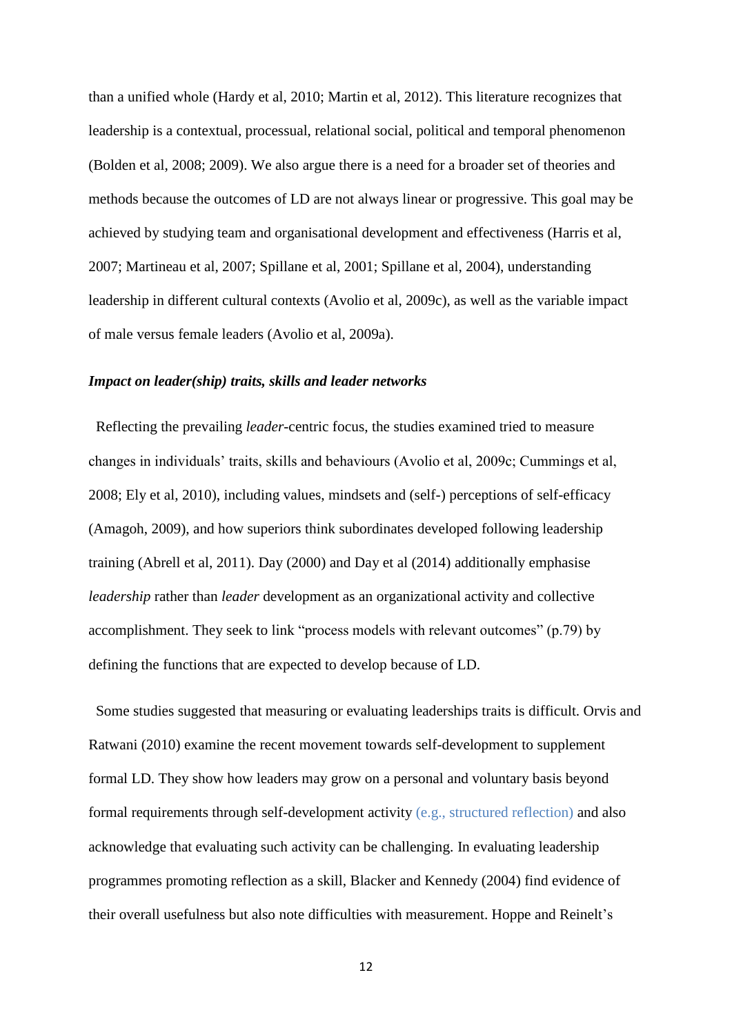than a unified whole (Hardy et al, 2010; Martin et al, 2012). This literature recognizes that leadership is a contextual, processual, relational social, political and temporal phenomenon (Bolden et al, 2008; 2009). We also argue there is a need for a broader set of theories and methods because the outcomes of LD are not always linear or progressive. This goal may be achieved by studying team and organisational development and effectiveness (Harris et al, 2007; Martineau et al, 2007; Spillane et al, 2001; Spillane et al, 2004), understanding leadership in different cultural contexts (Avolio et al, 2009c), as well as the variable impact of male versus female leaders (Avolio et al, 2009a).

### *Impact on leader(ship) traits, skills and leader networks*

Reflecting the prevailing *leader*-centric focus, the studies examined tried to measure changes in individuals' traits, skills and behaviours (Avolio et al, 2009c; Cummings et al, 2008; Ely et al, 2010), including values, mindsets and (self-) perceptions of self-efficacy (Amagoh, 2009), and how superiors think subordinates developed following leadership training (Abrell et al, 2011). Day (2000) and Day et al (2014) additionally emphasise *leadership* rather than *leader* development as an organizational activity and collective accomplishment. They seek to link "process models with relevant outcomes" (p.79) by defining the functions that are expected to develop because of LD.

Some studies suggested that measuring or evaluating leaderships traits is difficult. Orvis and Ratwani (2010) examine the recent movement towards self-development to supplement formal LD. They show how leaders may grow on a personal and voluntary basis beyond formal requirements through self-development activity (e.g., structured reflection) and also acknowledge that evaluating such activity can be challenging. In evaluating leadership programmes promoting reflection as a skill, Blacker and Kennedy (2004) find evidence of their overall usefulness but also note difficulties with measurement. Hoppe and Reinelt's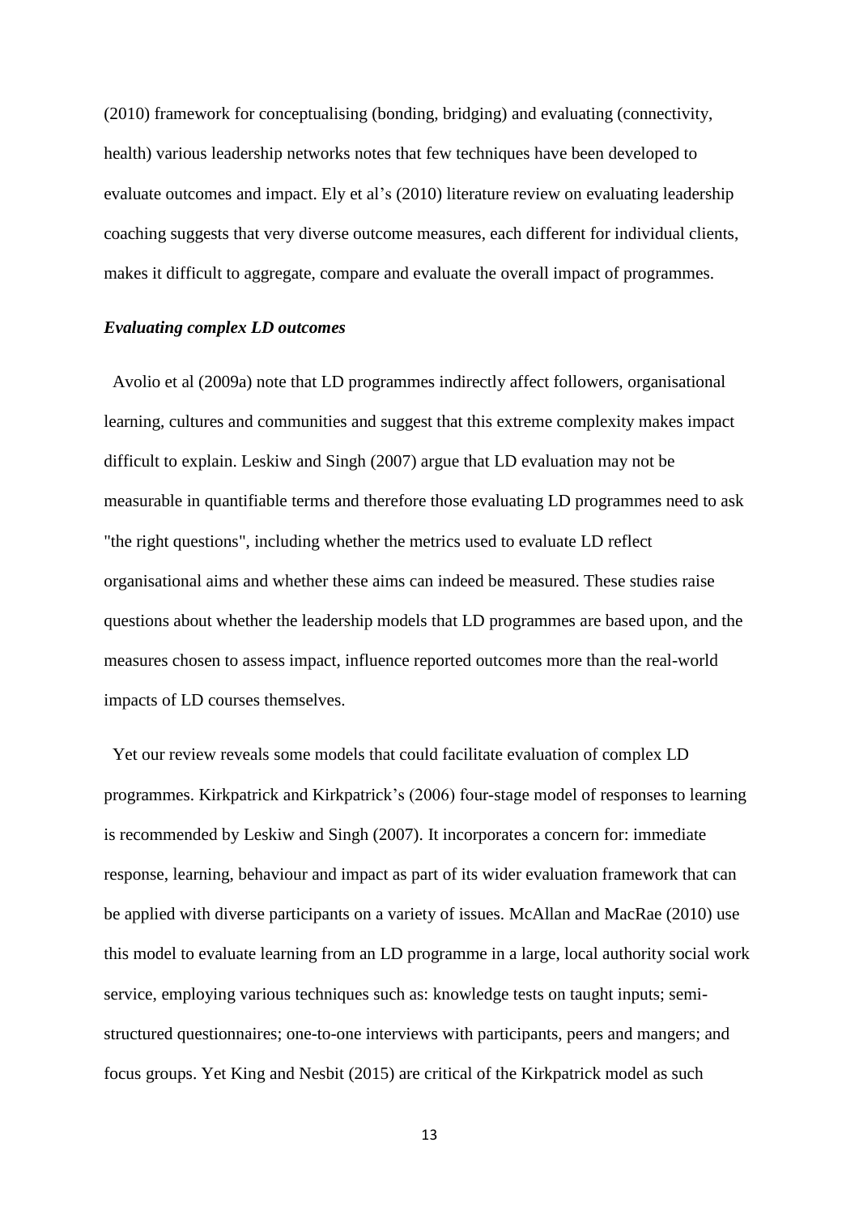(2010) framework for conceptualising (bonding, bridging) and evaluating (connectivity, health) various leadership networks notes that few techniques have been developed to evaluate outcomes and impact. Ely et al's (2010) literature review on evaluating leadership coaching suggests that very diverse outcome measures, each different for individual clients, makes it difficult to aggregate, compare and evaluate the overall impact of programmes.

***Evaluating complex LD outcomes***

Avolio et al (2009a) note that LD programmes indirectly affect followers, organisational learning, cultures and communities and suggest that this extreme complexity makes impact difficult to explain. Leskiw and Singh (2007) argue that LD evaluation may not be measurable in quantifiable terms and therefore those evaluating LD programmes need to ask "the right questions", including whether the metrics used to evaluate LD reflect organisational aims and whether these aims can indeed be measured. These studies raise questions about whether the leadership models that LD programmes are based upon, and the measures chosen to assess impact, influence reported outcomes more than the real-world impacts of LD courses themselves.

Yet our review reveals some models that could facilitate evaluation of complex LD programmes. Kirkpatrick and Kirkpatrick's (2006) four-stage model of responses to learning is recommended by Leskiw and Singh (2007). It incorporates a concern for: immediate response, learning, behaviour and impact as part of its wider evaluation framework that can be applied with diverse participants on a variety of issues. McAllan and MacRae (2010) use this model to evaluate learning from an LD programme in a large, local authority social work service, employing various techniques such as: knowledge tests on taught inputs; semi-structured questionnaires; one-to-one interviews with participants, peers and mangers; and focus groups. Yet King and Nesbit (2015) are critical of the Kirkpatrick model as such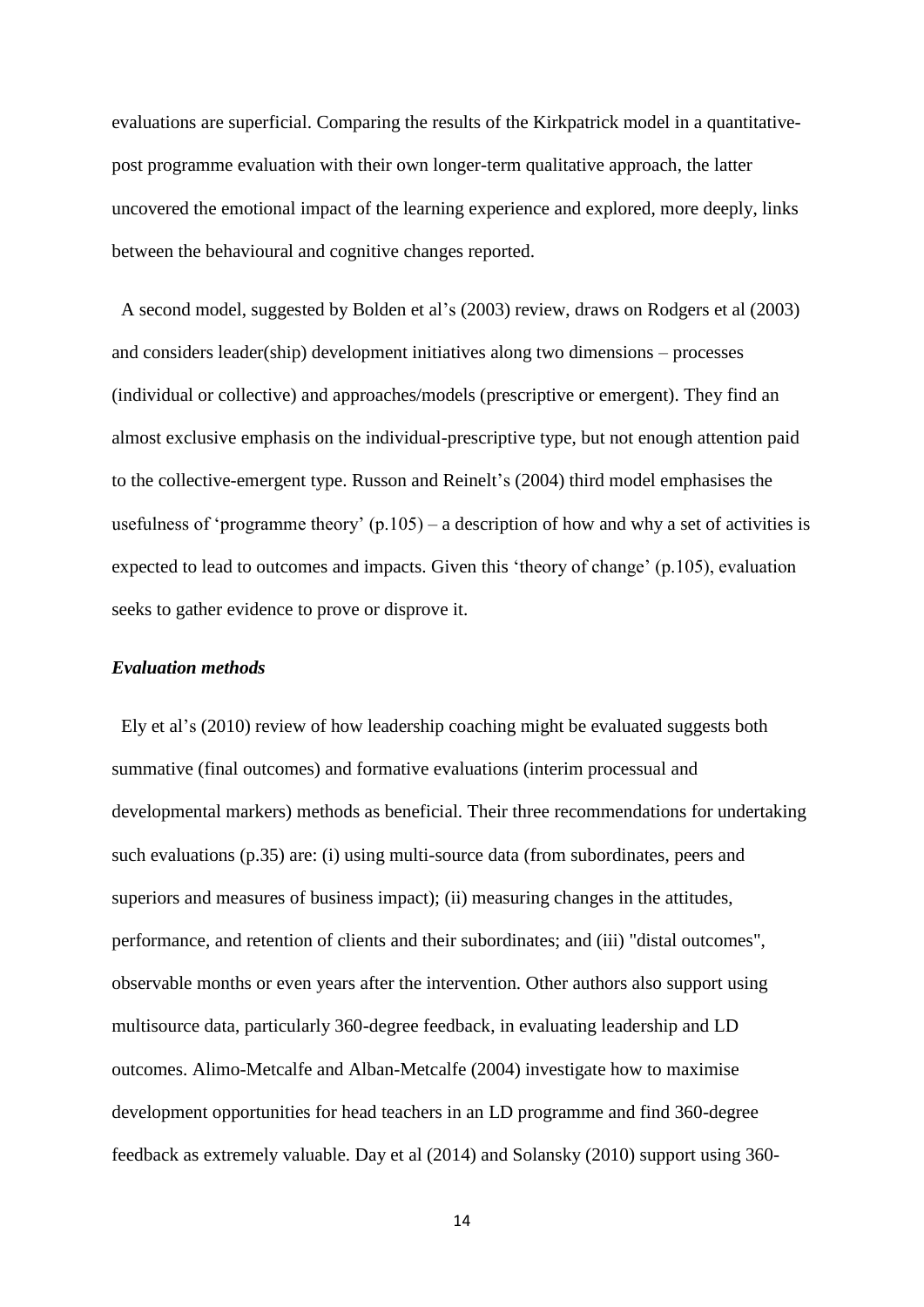evaluations are superficial. Comparing the results of the Kirkpatrick model in a quantitative-post programme evaluation with their own longer-term qualitative approach, the latter uncovered the emotional impact of the learning experience and explored, more deeply, links between the behavioural and cognitive changes reported.

A second model, suggested by Bolden et al's (2003) review, draws on Rodgers et al (2003) and considers leader(ship) development initiatives along two dimensions – processes (individual or collective) and approaches/models (prescriptive or emergent). They find an almost exclusive emphasis on the individual-prescriptive type, but not enough attention paid to the collective-emergent type. Russon and Reinelt's (2004) third model emphasises the usefulness of 'programme theory' (p.105) – a description of how and why a set of activities is expected to lead to outcomes and impacts. Given this 'theory of change' (p.105), evaluation seeks to gather evidence to prove or disprove it.

### *Evaluation methods*

Ely et al's (2010) review of how leadership coaching might be evaluated suggests both summative (final outcomes) and formative evaluations (interim processual and developmental markers) methods as beneficial. Their three recommendations for undertaking such evaluations (p.35) are: (i) using multi-source data (from subordinates, peers and superiors and measures of business impact); (ii) measuring changes in the attitudes, performance, and retention of clients and their subordinates; and (iii) "distal outcomes", observable months or even years after the intervention. Other authors also support using multisource data, particularly 360-degree feedback, in evaluating leadership and LD outcomes. Alimo-Metcalfe and Alban-Metcalfe (2004) investigate how to maximise development opportunities for head teachers in an LD programme and find 360-degree feedback as extremely valuable. Day et al (2014) and Solansky (2010) support using 360-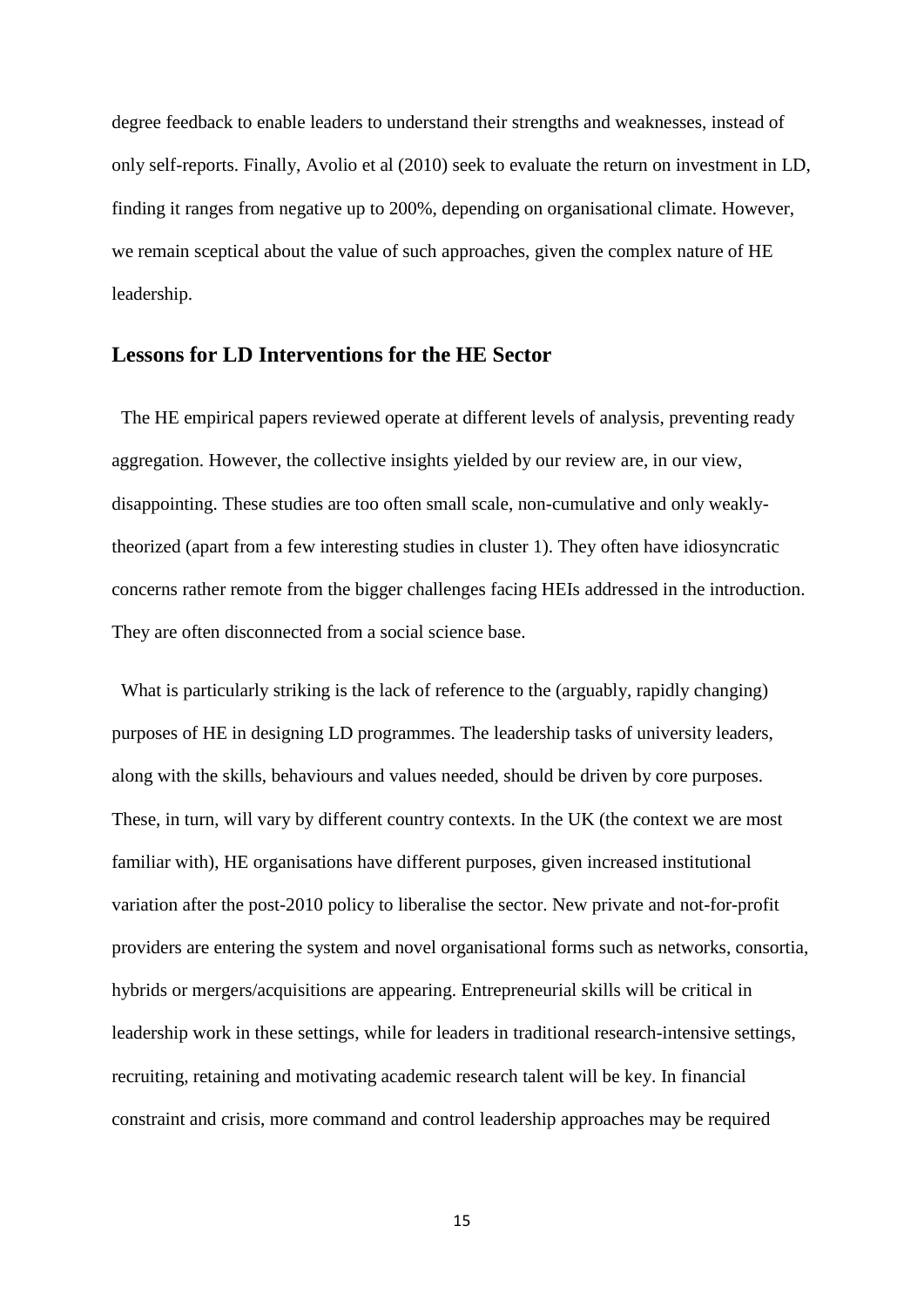degree feedback to enable leaders to understand their strengths and weaknesses, instead of only self-reports. Finally, Avolio et al (2010) seek to evaluate the return on investment in LD, finding it ranges from negative up to 200%, depending on organisational climate. However, we remain sceptical about the value of such approaches, given the complex nature of HE leadership.

## Lessons for LD Interventions for the HE Sector

The HE empirical papers reviewed operate at different levels of analysis, preventing ready aggregation. However, the collective insights yielded by our review are, in our view, disappointing. These studies are too often small scale, non-cumulative and only weakly-theorized (apart from a few interesting studies in cluster 1). They often have idiosyncratic concerns rather remote from the bigger challenges facing HEIs addressed in the introduction. They are often disconnected from a social science base.

What is particularly striking is the lack of reference to the (arguably, rapidly changing) purposes of HE in designing LD programmes. The leadership tasks of university leaders, along with the skills, behaviours and values needed, should be driven by core purposes. These, in turn, will vary by different country contexts. In the UK (the context we are most familiar with), HE organisations have different purposes, given increased institutional variation after the post-2010 policy to liberalise the sector. New private and not-for-profit providers are entering the system and novel organisational forms such as networks, consortia, hybrids or mergers/acquisitions are appearing. Entrepreneurial skills will be critical in leadership work in these settings, while for leaders in traditional research-intensive settings, recruiting, retaining and motivating academic research talent will be key. In financial constraint and crisis, more command and control leadership approaches may be required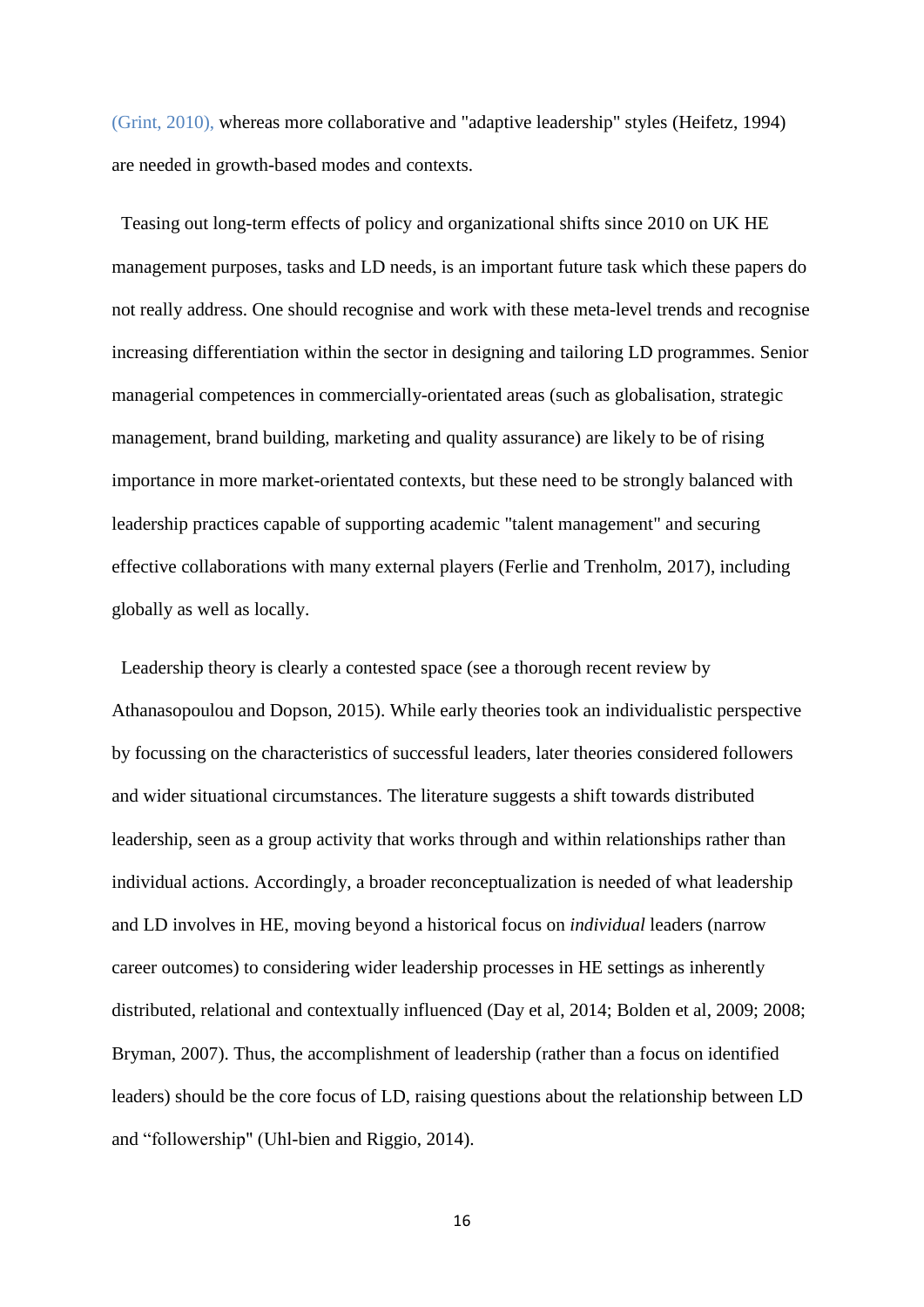(Grint, 2010), whereas more collaborative and "adaptive leadership" styles (Heifetz, 1994) are needed in growth-based modes and contexts.

Teasing out long-term effects of policy and organizational shifts since 2010 on UK HE management purposes, tasks and LD needs, is an important future task which these papers do not really address. One should recognise and work with these meta-level trends and recognise increasing differentiation within the sector in designing and tailoring LD programmes. Senior managerial competences in commercially-orientated areas (such as globalisation, strategic management, brand building, marketing and quality assurance) are likely to be of rising importance in more market-orientated contexts, but these need to be strongly balanced with leadership practices capable of supporting academic "talent management" and securing effective collaborations with many external players (Ferlie and Trenholm, 2017), including globally as well as locally.

Leadership theory is clearly a contested space (see a thorough recent review by Athanasopoulou and Dopson, 2015). While early theories took an individualistic perspective by focussing on the characteristics of successful leaders, later theories considered followers and wider situational circumstances. The literature suggests a shift towards distributed leadership, seen as a group activity that works through and within relationships rather than individual actions. Accordingly, a broader reconceptualization is needed of what leadership and LD involves in HE, moving beyond a historical focus on *individual* leaders (narrow career outcomes) to considering wider leadership processes in HE settings as inherently distributed, relational and contextually influenced (Day et al, 2014; Bolden et al, 2009; 2008; Bryman, 2007). Thus, the accomplishment of leadership (rather than a focus on identified leaders) should be the core focus of LD, raising questions about the relationship between LD and “followership" (Uhl-bien and Riggio, 2014).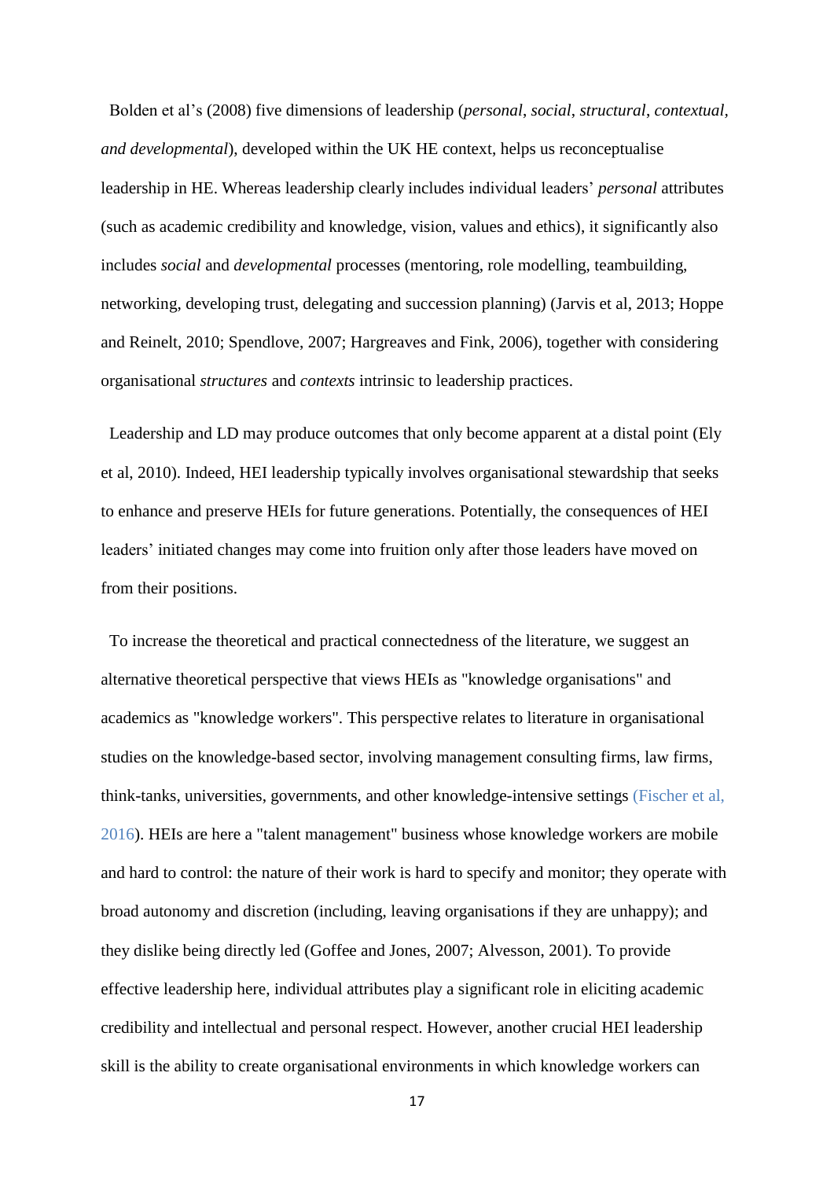Bolden et al's (2008) five dimensions of leadership (*personal*, *social*, *structural*, *contextual*, *and developmental*), developed within the UK HE context, helps us reconceptualise leadership in HE. Whereas leadership clearly includes individual leaders' *personal* attributes (such as academic credibility and knowledge, vision, values and ethics), it significantly also includes *social* and *developmental* processes (mentoring, role modelling, teambuilding, networking, developing trust, delegating and succession planning) (Jarvis et al, 2013; Hoppe and Reinelt, 2010; Spendlove, 2007; Hargreaves and Fink, 2006), together with considering organisational *structures* and *contexts* intrinsic to leadership practices.

Leadership and LD may produce outcomes that only become apparent at a distal point (Ely et al, 2010). Indeed, HEI leadership typically involves organisational stewardship that seeks to enhance and preserve HEIs for future generations. Potentially, the consequences of HEI leaders' initiated changes may come into fruition only after those leaders have moved on from their positions.

To increase the theoretical and practical connectedness of the literature, we suggest an alternative theoretical perspective that views HEIs as "knowledge organisations" and academics as "knowledge workers". This perspective relates to literature in organisational studies on the knowledge-based sector, involving management consulting firms, law firms, think-tanks, universities, governments, and other knowledge-intensive settings (Fischer et al, 2016). HEIs are here a "talent management" business whose knowledge workers are mobile and hard to control: the nature of their work is hard to specify and monitor; they operate with broad autonomy and discretion (including, leaving organisations if they are unhappy); and they dislike being directly led (Goffee and Jones, 2007; Alvesson, 2001). To provide effective leadership here, individual attributes play a significant role in eliciting academic credibility and intellectual and personal respect. However, another crucial HEI leadership skill is the ability to create organisational environments in which knowledge workers can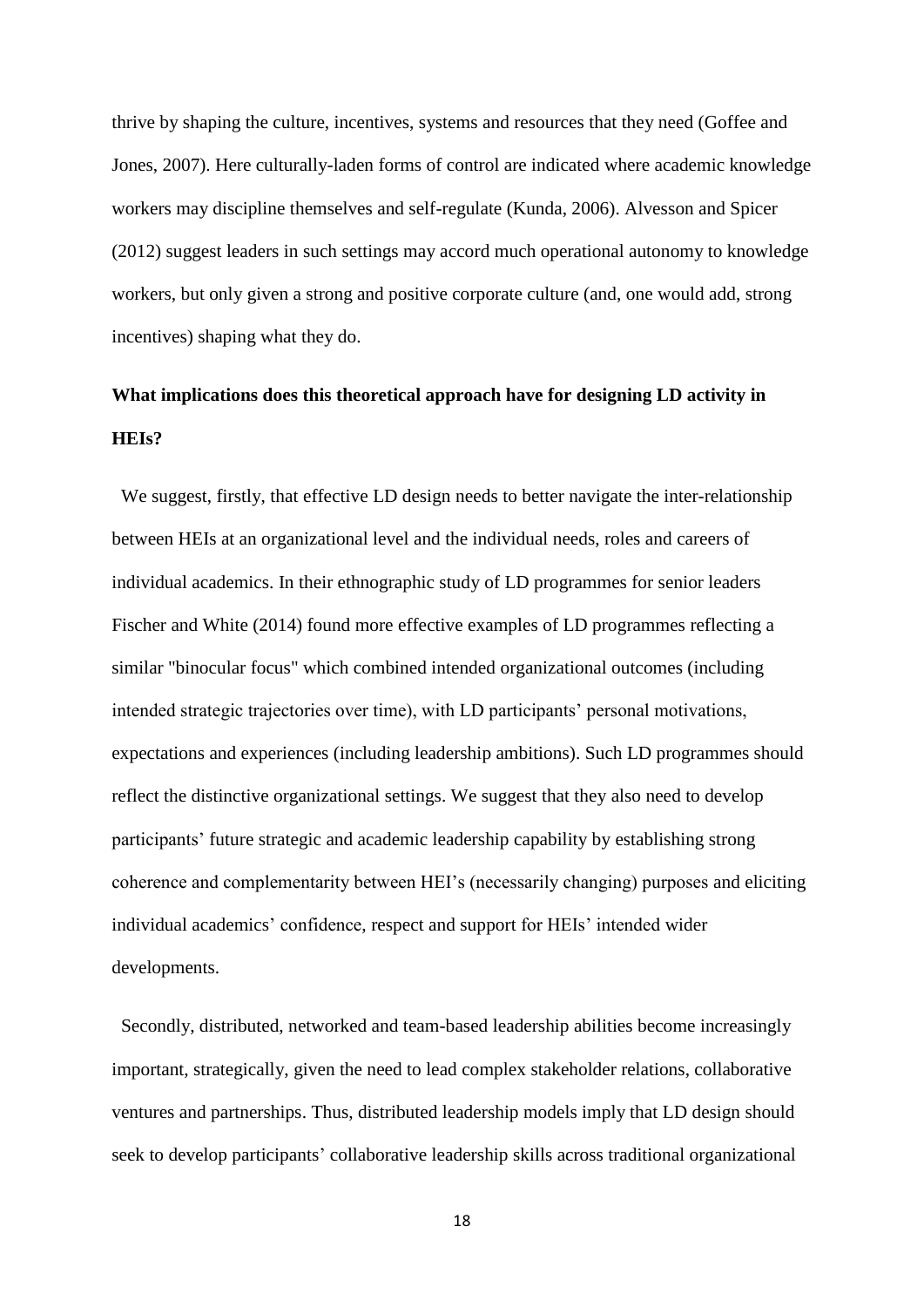thrive by shaping the culture, incentives, systems and resources that they need (Goffee and Jones, 2007). Here culturally-laden forms of control are indicated where academic knowledge workers may discipline themselves and self-regulate (Kunda, 2006). Alvesson and Spicer (2012) suggest leaders in such settings may accord much operational autonomy to knowledge workers, but only given a strong and positive corporate culture (and, one would add, strong incentives) shaping what they do.

**What implications does this theoretical approach have for designing LD activity in HEIs?**

We suggest, firstly, that effective LD design needs to better navigate the inter-relationship between HEIs at an organizational level and the individual needs, roles and careers of individual academics. In their ethnographic study of LD programmes for senior leaders Fischer and White (2014) found more effective examples of LD programmes reflecting a similar "binocular focus" which combined intended organizational outcomes (including intended strategic trajectories over time), with LD participants' personal motivations, expectations and experiences (including leadership ambitions). Such LD programmes should reflect the distinctive organizational settings. We suggest that they also need to develop participants' future strategic and academic leadership capability by establishing strong coherence and complementarity between HEI's (necessarily changing) purposes and eliciting individual academics' confidence, respect and support for HEIs' intended wider developments.

Secondly, distributed, networked and team-based leadership abilities become increasingly important, strategically, given the need to lead complex stakeholder relations, collaborative ventures and partnerships. Thus, distributed leadership models imply that LD design should seek to develop participants' collaborative leadership skills across traditional organizational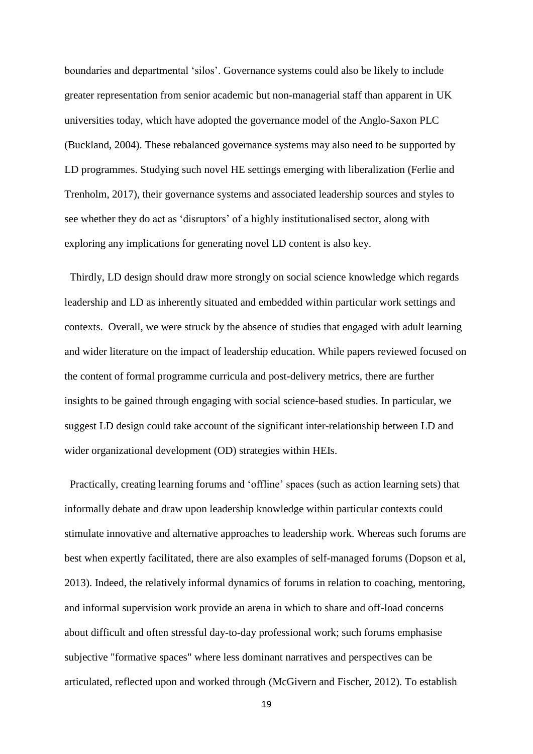boundaries and departmental 'silos'. Governance systems could also be likely to include greater representation from senior academic but non-managerial staff than apparent in UK universities today, which have adopted the governance model of the Anglo-Saxon PLC (Buckland, 2004). These rebalanced governance systems may also need to be supported by LD programmes. Studying such novel HE settings emerging with liberalization (Ferlie and Trenholm, 2017), their governance systems and associated leadership sources and styles to see whether they do act as 'disruptors' of a highly institutionalised sector, along with exploring any implications for generating novel LD content is also key.

Thirdly, LD design should draw more strongly on social science knowledge which regards leadership and LD as inherently situated and embedded within particular work settings and contexts. Overall, we were struck by the absence of studies that engaged with adult learning and wider literature on the impact of leadership education. While papers reviewed focused on the content of formal programme curricula and post-delivery metrics, there are further insights to be gained through engaging with social science-based studies. In particular, we suggest LD design could take account of the significant inter-relationship between LD and wider organizational development (OD) strategies within HEIs.

Practically, creating learning forums and 'offline' spaces (such as action learning sets) that informally debate and draw upon leadership knowledge within particular contexts could stimulate innovative and alternative approaches to leadership work. Whereas such forums are best when expertly facilitated, there are also examples of self-managed forums (Dopson et al, 2013). Indeed, the relatively informal dynamics of forums in relation to coaching, mentoring, and informal supervision work provide an arena in which to share and off-load concerns about difficult and often stressful day-to-day professional work; such forums emphasise subjective "formative spaces" where less dominant narratives and perspectives can be articulated, reflected upon and worked through (McGivern and Fischer, 2012). To establish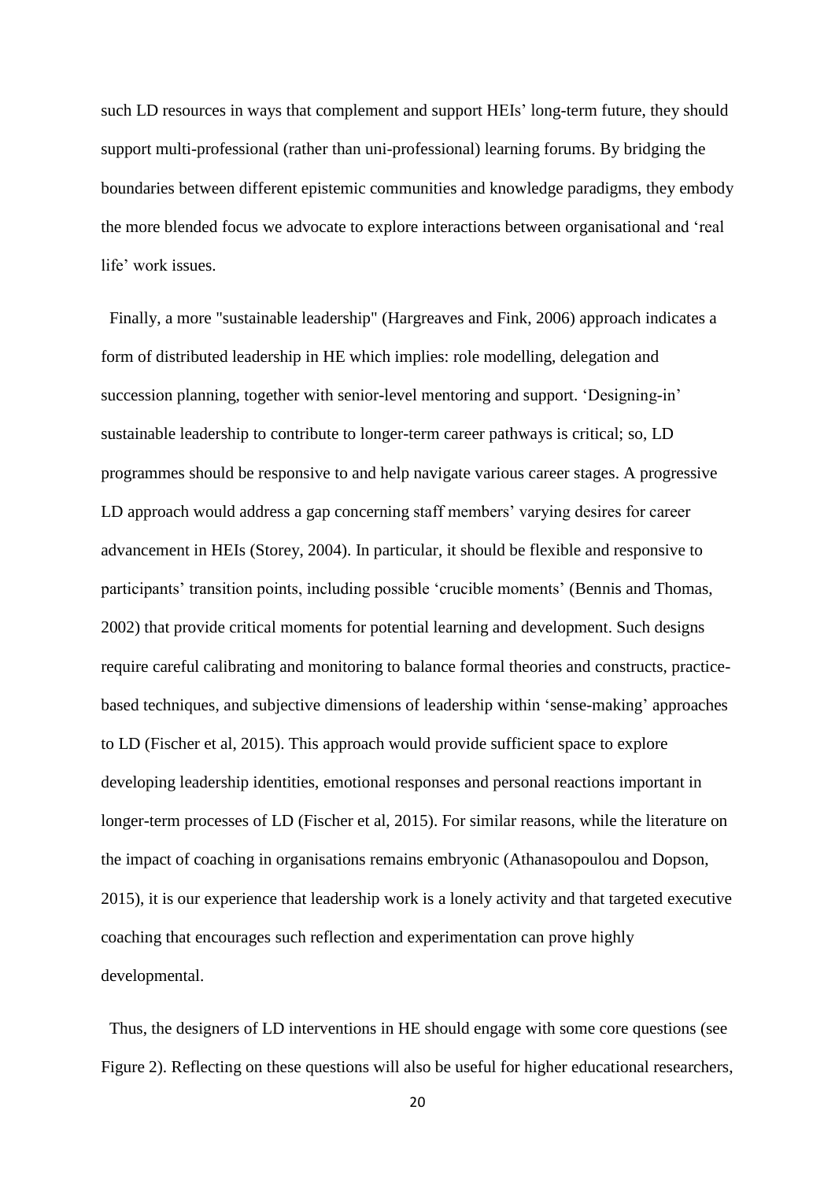such LD resources in ways that complement and support HEIs' long-term future, they should support multi-professional (rather than uni-professional) learning forums. By bridging the boundaries between different epistemic communities and knowledge paradigms, they embody the more blended focus we advocate to explore interactions between organisational and 'real life' work issues.

Finally, a more "sustainable leadership" (Hargreaves and Fink, 2006) approach indicates a form of distributed leadership in HE which implies: role modelling, delegation and succession planning, together with senior-level mentoring and support. 'Designing-in' sustainable leadership to contribute to longer-term career pathways is critical; so, LD programmes should be responsive to and help navigate various career stages. A progressive LD approach would address a gap concerning staff members' varying desires for career advancement in HEIs (Storey, 2004). In particular, it should be flexible and responsive to participants' transition points, including possible 'crucible moments' (Bennis and Thomas, 2002) that provide critical moments for potential learning and development. Such designs require careful calibrating and monitoring to balance formal theories and constructs, practice-based techniques, and subjective dimensions of leadership within 'sense-making' approaches to LD (Fischer et al, 2015). This approach would provide sufficient space to explore developing leadership identities, emotional responses and personal reactions important in longer-term processes of LD (Fischer et al, 2015). For similar reasons, while the literature on the impact of coaching in organisations remains embryonic (Athanasopoulou and Dopson, 2015), it is our experience that leadership work is a lonely activity and that targeted executive coaching that encourages such reflection and experimentation can prove highly developmental.

Thus, the designers of LD interventions in HE should engage with some core questions (see Figure 2). Reflecting on these questions will also be useful for higher educational researchers,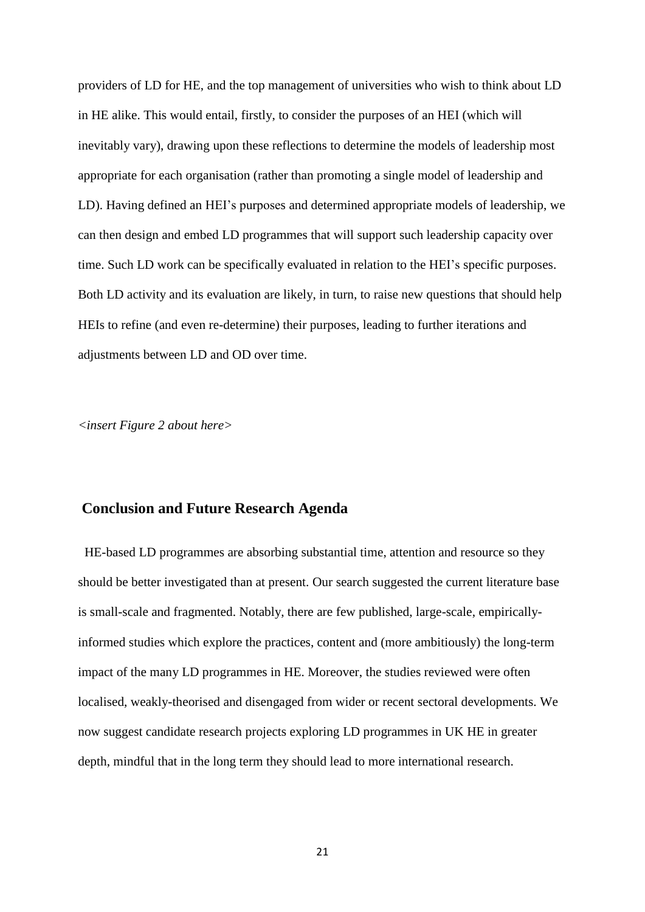providers of LD for HE, and the top management of universities who wish to think about LD in HE alike. This would entail, firstly, to consider the purposes of an HEI (which will inevitably vary), drawing upon these reflections to determine the models of leadership most appropriate for each organisation (rather than promoting a single model of leadership and LD). Having defined an HEI's purposes and determined appropriate models of leadership, we can then design and embed LD programmes that will support such leadership capacity over time. Such LD work can be specifically evaluated in relation to the HEI's specific purposes. Both LD activity and its evaluation are likely, in turn, to raise new questions that should help HEIs to refine (and even re-determine) their purposes, leading to further iterations and adjustments between LD and OD over time.

*<insert Figure 2 about here>*

## Conclusion and Future Research Agenda

HE-based LD programmes are absorbing substantial time, attention and resource so they should be better investigated than at present. Our search suggested the current literature base is small-scale and fragmented. Notably, there are few published, large-scale, empirically-informed studies which explore the practices, content and (more ambitiously) the long-term impact of the many LD programmes in HE. Moreover, the studies reviewed were often localised, weakly-theorised and disengaged from wider or recent sectoral developments. We now suggest candidate research projects exploring LD programmes in UK HE in greater depth, mindful that in the long term they should lead to more international research.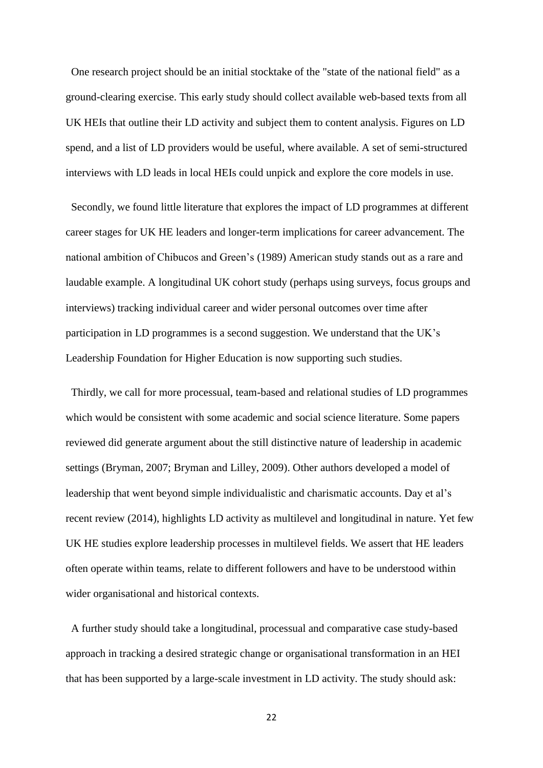One research project should be an initial stocktake of the "state of the national field" as a ground-clearing exercise. This early study should collect available web-based texts from all UK HEIs that outline their LD activity and subject them to content analysis. Figures on LD spend, and a list of LD providers would be useful, where available. A set of semi-structured interviews with LD leads in local HEIs could unpick and explore the core models in use.

Secondly, we found little literature that explores the impact of LD programmes at different career stages for UK HE leaders and longer-term implications for career advancement. The national ambition of Chibucos and Green's (1989) American study stands out as a rare and laudable example. A longitudinal UK cohort study (perhaps using surveys, focus groups and interviews) tracking individual career and wider personal outcomes over time after participation in LD programmes is a second suggestion. We understand that the UK's Leadership Foundation for Higher Education is now supporting such studies.

Thirdly, we call for more processual, team-based and relational studies of LD programmes which would be consistent with some academic and social science literature. Some papers reviewed did generate argument about the still distinctive nature of leadership in academic settings (Bryman, 2007; Bryman and Lilley, 2009). Other authors developed a model of leadership that went beyond simple individualistic and charismatic accounts. Day et al's recent review (2014), highlights LD activity as multilevel and longitudinal in nature. Yet few UK HE studies explore leadership processes in multilevel fields. We assert that HE leaders often operate within teams, relate to different followers and have to be understood within wider organisational and historical contexts.

A further study should take a longitudinal, processual and comparative case study-based approach in tracking a desired strategic change or organisational transformation in an HEI that has been supported by a large-scale investment in LD activity. The study should ask: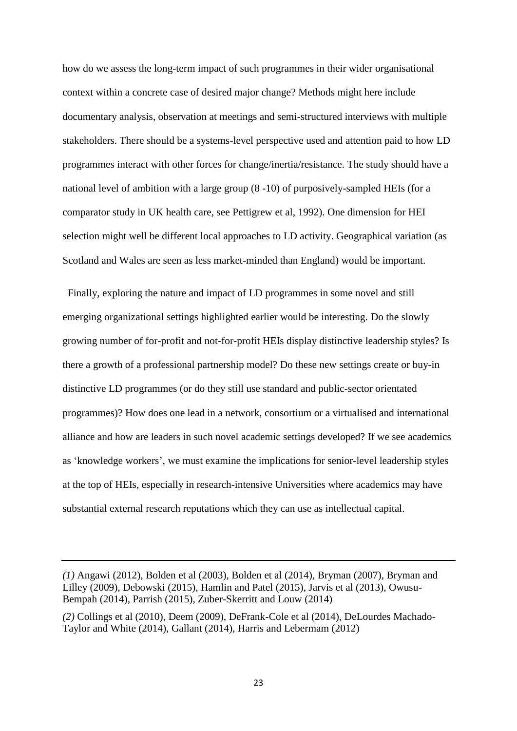how do we assess the long-term impact of such programmes in their wider organisational context within a concrete case of desired major change? Methods might here include documentary analysis, observation at meetings and semi-structured interviews with multiple stakeholders. There should be a systems-level perspective used and attention paid to how LD programmes interact with other forces for change/inertia/resistance. The study should have a national level of ambition with a large group (8 -10) of purposively-sampled HEIs (for a comparator study in UK health care, see Pettigrew et al, 1992). One dimension for HEI selection might well be different local approaches to LD activity. Geographical variation (as Scotland and Wales are seen as less market-minded than England) would be important.

Finally, exploring the nature and impact of LD programmes in some novel and still emerging organizational settings highlighted earlier would be interesting. Do the slowly growing number of for-profit and not-for-profit HEIs display distinctive leadership styles? Is there a growth of a professional partnership model? Do these new settings create or buy-in distinctive LD programmes (or do they still use standard and public-sector orientated programmes)? How does one lead in a network, consortium or a virtualised and international alliance and how are leaders in such novel academic settings developed? If we see academics as 'knowledge workers', we must examine the implications for senior-level leadership styles at the top of HEIs, especially in research-intensive Universities where academics may have substantial external research reputations which they can use as intellectual capital.

---

*(1)* Angawi (2012), Bolden et al (2003), Bolden et al (2014), Bryman (2007), Bryman and Lilley (2009), Debowski (2015), Hamlin and Patel (2015), Jarvis et al (2013), Owusu-Bempah (2014), Parrish (2015), Zuber-Skerritt and Louw (2014)

*(2)* Collings et al (2010), Deem (2009), DeFrank-Cole et al (2014), DeLourdes Machado-Taylor and White (2014), Gallant (2014), Harris and Lebermam (2012)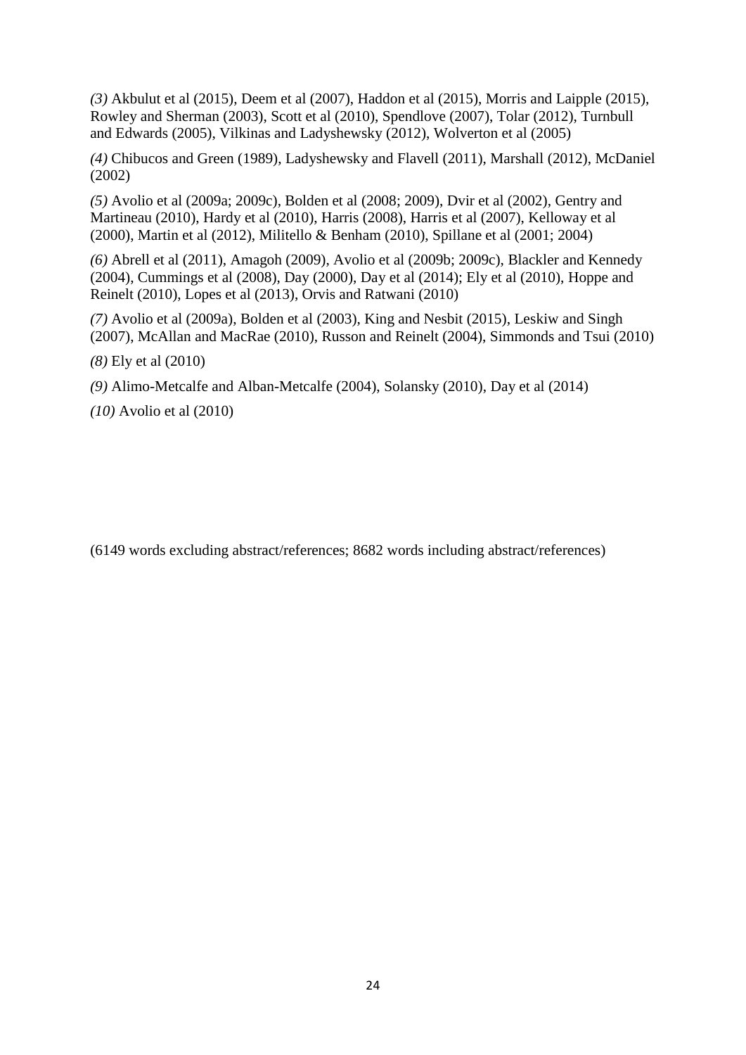*(3)* Akbulut et al (2015), Deem et al (2007), Haddon et al (2015), Morris and Laipple (2015), Rowley and Sherman (2003), Scott et al (2010), Spendlove (2007), Tolar (2012), Turnbull and Edwards (2005), Vilkinas and Ladyshewsky (2012), Wolverton et al (2005)

*(4)* Chibucos and Green (1989), Ladyshewsky and Flavell (2011), Marshall (2012), McDaniel (2002)

*(5)* Avolio et al (2009a; 2009c), Bolden et al (2008; 2009), Dvir et al (2002), Gentry and Martineau (2010), Hardy et al (2010), Harris (2008), Harris et al (2007), Kelloway et al (2000), Martin et al (2012), Militello & Benham (2010), Spillane et al (2001; 2004)

*(6)* Abrell et al (2011), Amagoh (2009), Avolio et al (2009b; 2009c), Blackler and Kennedy (2004), Cummings et al (2008), Day (2000), Day et al (2014); Ely et al (2010), Hoppe and Reinelt (2010), Lopes et al (2013), Orvis and Ratwani (2010)

*(7)* Avolio et al (2009a), Bolden et al (2003), King and Nesbit (2015), Leskiw and Singh (2007), McAllan and MacRae (2010), Russon and Reinelt (2004), Simmonds and Tsui (2010)

*(8)* Ely et al (2010)

*(9)* Alimo-Metcalfe and Alban-Metcalfe (2004), Solansky (2010), Day et al (2014)

*(10)* Avolio et al (2010)

(6149 words excluding abstract/references; 8682 words including abstract/references)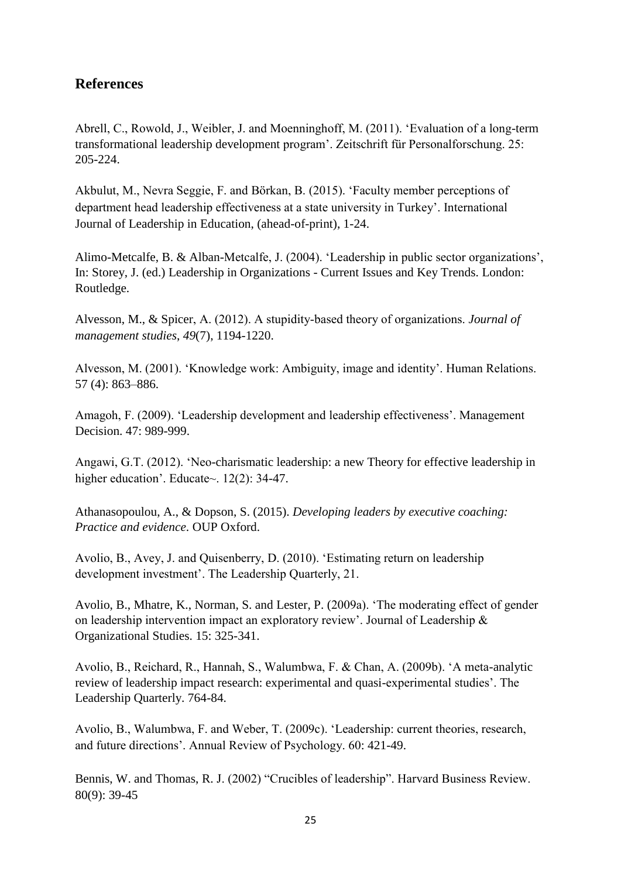## References

Abrell, C., Rowold, J., Weibler, J. and Moenninghoff, M. (2011). 'Evaluation of a long-term transformational leadership development program'. Zeitschrift für Personalforschung. 25: 205-224.

Akbulut, M., Nevra Seggie, F. and Börkan, B. (2015). 'Faculty member perceptions of department head leadership effectiveness at a state university in Turkey'. International Journal of Leadership in Education, (ahead-of-print), 1-24.

Alimo-Metcalfe, B. & Alban-Metcalfe, J. (2004). 'Leadership in public sector organizations', In: Storey, J. (ed.) Leadership in Organizations - Current Issues and Key Trends. London: Routledge.

Alvesson, M., & Spicer, A. (2012). A stupidity-based theory of organizations. *Journal of management studies*, *49*(7), 1194-1220.

Alvesson, M. (2001). 'Knowledge work: Ambiguity, image and identity'. Human Relations. 57 (4): 863–886.

Amagoh, F. (2009). 'Leadership development and leadership effectiveness'. Management Decision. 47: 989-999.

Angawi, G.T. (2012). 'Neo-charismatic leadership: a new Theory for effective leadership in higher education'. Educate~. 12(2): 34-47.

Athanasopoulou, A., & Dopson, S. (2015). *Developing leaders by executive coaching: Practice and evidence*. OUP Oxford.

Avolio, B., Avey, J. and Quisenberry, D. (2010). 'Estimating return on leadership development investment'. The Leadership Quarterly, 21.

Avolio, B., Mhatre, K., Norman, S. and Lester, P. (2009a). 'The moderating effect of gender on leadership intervention impact an exploratory review'. Journal of Leadership & Organizational Studies. 15: 325-341.

Avolio, B., Reichard, R., Hannah, S., Walumbwa, F. & Chan, A. (2009b). 'A meta-analytic review of leadership impact research: experimental and quasi-experimental studies'. The Leadership Quarterly. 764-84.

Avolio, B., Walumbwa, F. and Weber, T. (2009c). 'Leadership: current theories, research, and future directions'. Annual Review of Psychology. 60: 421-49.

Bennis, W. and Thomas, R. J. (2002) "Crucibles of leadership". Harvard Business Review. 80(9): 39-45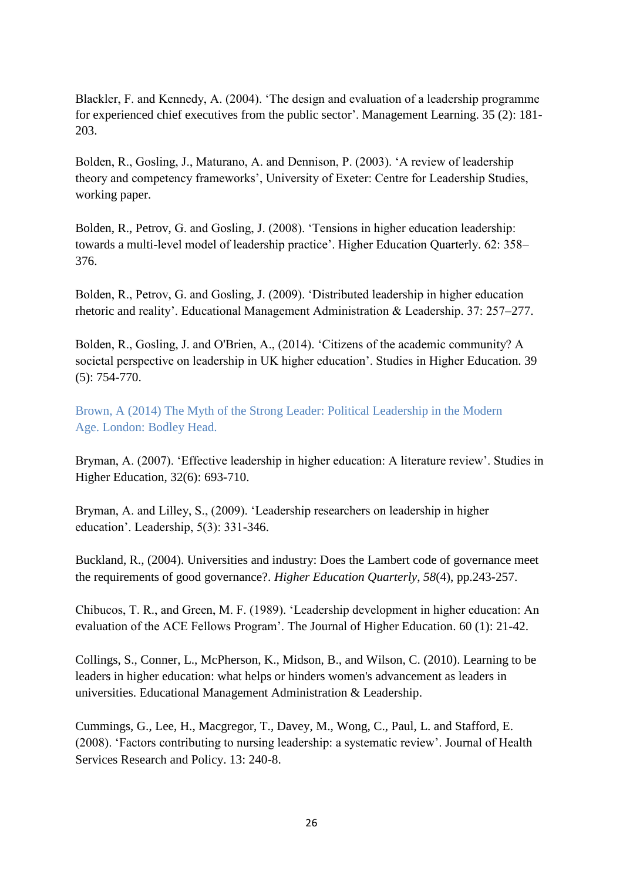Blackler, F. and Kennedy, A. (2004). 'The design and evaluation of a leadership programme for experienced chief executives from the public sector'. Management Learning. 35 (2): 181-203.

Bolden, R., Gosling, J., Maturano, A. and Dennison, P. (2003). 'A review of leadership theory and competency frameworks', University of Exeter: Centre for Leadership Studies, working paper.

Bolden, R., Petrov, G. and Gosling, J. (2008). 'Tensions in higher education leadership: towards a multi-level model of leadership practice'. Higher Education Quarterly. 62: 358–376.

Bolden, R., Petrov, G. and Gosling, J. (2009). 'Distributed leadership in higher education rhetoric and reality'. Educational Management Administration & Leadership. 37: 257–277.

Bolden, R., Gosling, J. and O'Brien, A., (2014). 'Citizens of the academic community? A societal perspective on leadership in UK higher education'. Studies in Higher Education. 39 (5): 754-770.

Brown, A (2014) The Myth of the Strong Leader: Political Leadership in the Modern Age. London: Bodley Head.

Bryman, A. (2007). 'Effective leadership in higher education: A literature review'. Studies in Higher Education, 32(6): 693-710.

Bryman, A. and Lilley, S., (2009). 'Leadership researchers on leadership in higher education'. Leadership, 5(3): 331-346.

Buckland, R., (2004). Universities and industry: Does the Lambert code of governance meet the requirements of good governance?. *Higher Education Quarterly*, *58*(4), pp.243-257.

Chibucos, T. R., and Green, M. F. (1989). 'Leadership development in higher education: An evaluation of the ACE Fellows Program'. The Journal of Higher Education. 60 (1): 21-42.

Collings, S., Conner, L., McPherson, K., Midson, B., and Wilson, C. (2010). Learning to be leaders in higher education: what helps or hinders women's advancement as leaders in universities. Educational Management Administration & Leadership.

Cummings, G., Lee, H., Macgregor, T., Davey, M., Wong, C., Paul, L. and Stafford, E. (2008). 'Factors contributing to nursing leadership: a systematic review'. Journal of Health Services Research and Policy. 13: 240-8.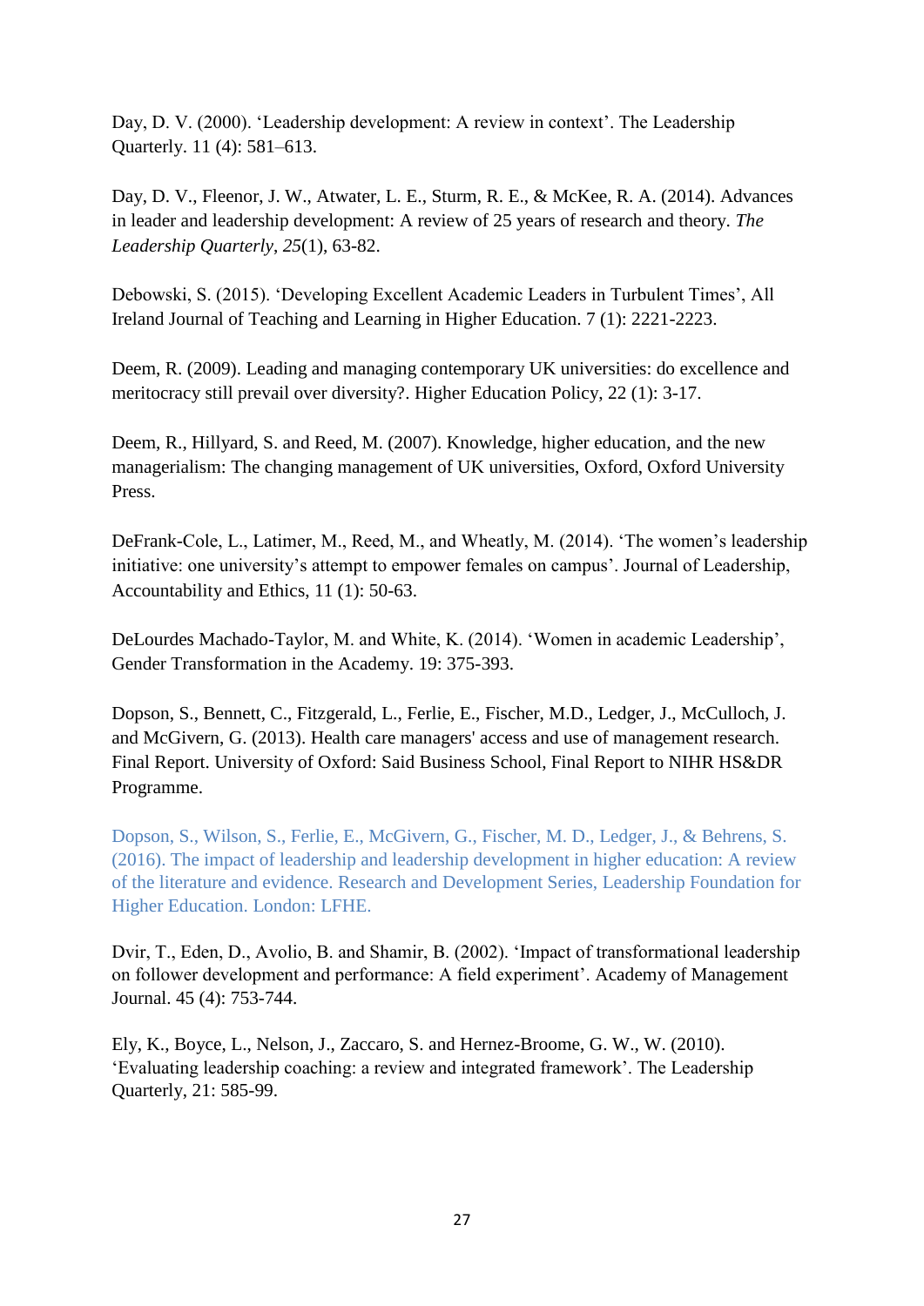Day, D. V. (2000). 'Leadership development: A review in context'. The Leadership Quarterly. 11 (4): 581–613.

Day, D. V., Fleenor, J. W., Atwater, L. E., Sturm, R. E., & McKee, R. A. (2014). Advances in leader and leadership development: A review of 25 years of research and theory. *The Leadership Quarterly*, *25*(1), 63-82.

Debowski, S. (2015). 'Developing Excellent Academic Leaders in Turbulent Times', All Ireland Journal of Teaching and Learning in Higher Education. 7 (1): 2221-2223.

Deem, R. (2009). Leading and managing contemporary UK universities: do excellence and meritocracy still prevail over diversity?. Higher Education Policy, 22 (1): 3-17.

Deem, R., Hillyard, S. and Reed, M. (2007). Knowledge, higher education, and the new managerialism: The changing management of UK universities, Oxford, Oxford University Press.

DeFrank-Cole, L., Latimer, M., Reed, M., and Wheatly, M. (2014). 'The women's leadership initiative: one university's attempt to empower females on campus'. Journal of Leadership, Accountability and Ethics, 11 (1): 50-63.

DeLourdes Machado-Taylor, M. and White, K. (2014). 'Women in academic Leadership', Gender Transformation in the Academy. 19: 375-393.

Dopson, S., Bennett, C., Fitzgerald, L., Ferlie, E., Fischer, M.D., Ledger, J., McCulloch, J. and McGivern, G. (2013). Health care managers' access and use of management research. Final Report. University of Oxford: Said Business School, Final Report to NIHR HS&DR Programme.

Dopson, S., Wilson, S., Ferlie, E., McGivern, G., Fischer, M. D., Ledger, J., & Behrens, S. (2016). The impact of leadership and leadership development in higher education: A review of the literature and evidence. Research and Development Series, Leadership Foundation for Higher Education. London: LFHE.

Dvir, T., Eden, D., Avolio, B. and Shamir, B. (2002). 'Impact of transformational leadership on follower development and performance: A field experiment'. Academy of Management Journal. 45 (4): 753-744.

Ely, K., Boyce, L., Nelson, J., Zaccaro, S. and Hernez-Broome, G. W., W. (2010). 'Evaluating leadership coaching: a review and integrated framework'. The Leadership Quarterly, 21: 585-99.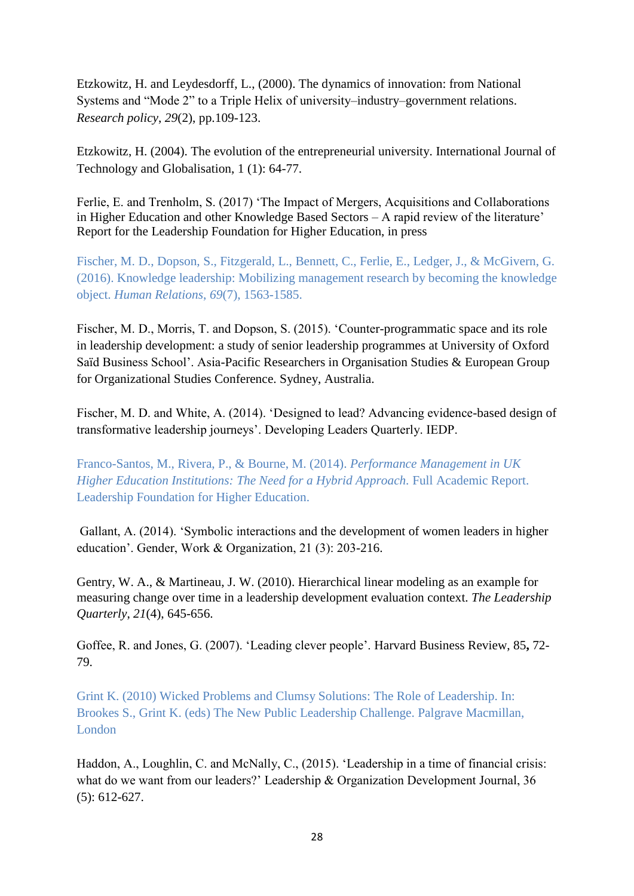Etzkowitz, H. and Leydesdorff, L., (2000). The dynamics of innovation: from National Systems and "Mode 2" to a Triple Helix of university–industry–government relations. *Research policy*, *29*(2), pp.109-123.

Etzkowitz, H. (2004). The evolution of the entrepreneurial university. International Journal of Technology and Globalisation, 1 (1): 64-77.

Ferlie, E. and Trenholm, S. (2017) 'The Impact of Mergers, Acquisitions and Collaborations in Higher Education and other Knowledge Based Sectors – A rapid review of the literature' Report for the Leadership Foundation for Higher Education, in press

Fischer, M. D., Dopson, S., Fitzgerald, L., Bennett, C., Ferlie, E., Ledger, J., & McGivern, G. (2016). Knowledge leadership: Mobilizing management research by becoming the knowledge object. *Human Relations*, *69*(7), 1563-1585.

Fischer, M. D., Morris, T. and Dopson, S. (2015). 'Counter-programmatic space and its role in leadership development: a study of senior leadership programmes at University of Oxford Saïd Business School'. Asia-Pacific Researchers in Organisation Studies & European Group for Organizational Studies Conference. Sydney, Australia.

Fischer, M. D. and White, A. (2014). 'Designed to lead? Advancing evidence-based design of transformative leadership journeys'. Developing Leaders Quarterly. IEDP.

Franco-Santos, M., Rivera, P., & Bourne, M. (2014). *Performance Management in UK Higher Education Institutions: The Need for a Hybrid Approach*. Full Academic Report. Leadership Foundation for Higher Education.

Gallant, A. (2014). 'Symbolic interactions and the development of women leaders in higher education'. Gender, Work & Organization, 21 (3): 203-216.

Gentry, W. A., & Martineau, J. W. (2010). Hierarchical linear modeling as an example for measuring change over time in a leadership development evaluation context. *The Leadership Quarterly*, *21*(4), 645-656.

Goffee, R. and Jones, G. (2007). 'Leading clever people'. Harvard Business Review, 85**,** 72-79.

Grint K. (2010) Wicked Problems and Clumsy Solutions: The Role of Leadership. In: Brookes S., Grint K. (eds) The New Public Leadership Challenge. Palgrave Macmillan, London

Haddon, A., Loughlin, C. and McNally, C., (2015). 'Leadership in a time of financial crisis: what do we want from our leaders?' Leadership & Organization Development Journal, 36 (5): 612-627.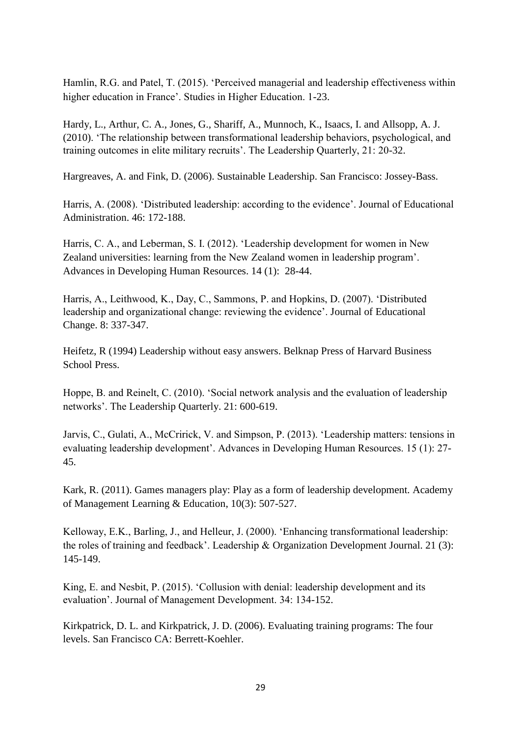Hamlin, R.G. and Patel, T. (2015). 'Perceived managerial and leadership effectiveness within higher education in France'. Studies in Higher Education. 1-23.

Hardy, L., Arthur, C. A., Jones, G., Shariff, A., Munnoch, K., Isaacs, I. and Allsopp, A. J. (2010). 'The relationship between transformational leadership behaviors, psychological, and training outcomes in elite military recruits'. The Leadership Quarterly, 21: 20-32.

Hargreaves, A. and Fink, D. (2006). Sustainable Leadership. San Francisco: Jossey-Bass.

Harris, A. (2008). 'Distributed leadership: according to the evidence'. Journal of Educational Administration. 46: 172-188.

Harris, C. A., and Leberman, S. I. (2012). 'Leadership development for women in New Zealand universities: learning from the New Zealand women in leadership program'. Advances in Developing Human Resources. 14 (1): 28-44.

Harris, A., Leithwood, K., Day, C., Sammons, P. and Hopkins, D. (2007). 'Distributed leadership and organizational change: reviewing the evidence'. Journal of Educational Change. 8: 337-347.

Heifetz, R (1994) Leadership without easy answers. Belknap Press of Harvard Business School Press.

Hoppe, B. and Reinelt, C. (2010). 'Social network analysis and the evaluation of leadership networks'. The Leadership Quarterly. 21: 600-619.

Jarvis, C., Gulati, A., McCririck, V. and Simpson, P. (2013). 'Leadership matters: tensions in evaluating leadership development'. Advances in Developing Human Resources. 15 (1): 27-45.

Kark, R. (2011). Games managers play: Play as a form of leadership development. Academy of Management Learning & Education, 10(3): 507-527.

Kelloway, E.K., Barling, J., and Helleur, J. (2000). 'Enhancing transformational leadership: the roles of training and feedback'. Leadership & Organization Development Journal. 21 (3): 145-149.

King, E. and Nesbit, P. (2015). 'Collusion with denial: leadership development and its evaluation'. Journal of Management Development. 34: 134-152.

Kirkpatrick, D. L. and Kirkpatrick, J. D. (2006). Evaluating training programs: The four levels. San Francisco CA: Berrett-Koehler.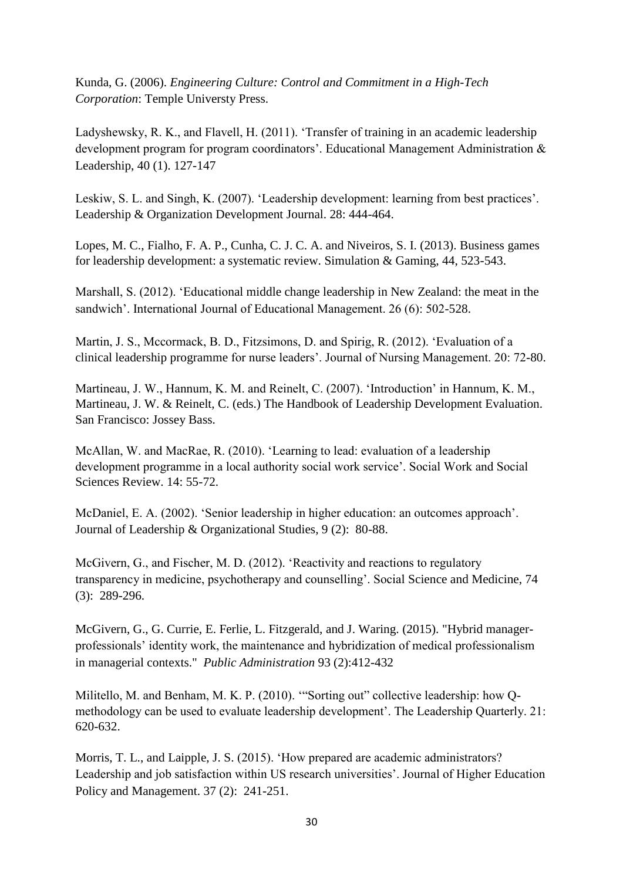Kunda, G. (2006). *Engineering Culture: Control and Commitment in a High-Tech Corporation*: Temple Universty Press.

Ladyshewsky, R. K., and Flavell, H. (2011). 'Transfer of training in an academic leadership development program for program coordinators'. Educational Management Administration & Leadership, 40 (1). 127-147

Leskiw, S. L. and Singh, K. (2007). 'Leadership development: learning from best practices'. Leadership & Organization Development Journal. 28: 444-464.

Lopes, M. C., Fialho, F. A. P., Cunha, C. J. C. A. and Niveiros, S. I. (2013). Business games for leadership development: a systematic review. Simulation & Gaming, 44, 523-543.

Marshall, S. (2012). 'Educational middle change leadership in New Zealand: the meat in the sandwich'. International Journal of Educational Management. 26 (6): 502-528.

Martin, J. S., Mccormack, B. D., Fitzsimons, D. and Spirig, R. (2012). 'Evaluation of a clinical leadership programme for nurse leaders'. Journal of Nursing Management. 20: 72-80.

Martineau, J. W., Hannum, K. M. and Reinelt, C. (2007). 'Introduction' in Hannum, K. M., Martineau, J. W. & Reinelt, C. (eds.) The Handbook of Leadership Development Evaluation. San Francisco: Jossey Bass.

McAllan, W. and MacRae, R. (2010). 'Learning to lead: evaluation of a leadership development programme in a local authority social work service'. Social Work and Social Sciences Review. 14: 55-72.

McDaniel, E. A. (2002). 'Senior leadership in higher education: an outcomes approach'. Journal of Leadership & Organizational Studies, 9 (2): 80-88.

McGivern, G., and Fischer, M. D. (2012). 'Reactivity and reactions to regulatory transparency in medicine, psychotherapy and counselling'. Social Science and Medicine, 74 (3): 289-296.

McGivern, G., G. Currie, E. Ferlie, L. Fitzgerald, and J. Waring. (2015). "Hybrid manager-professionals' identity work, the maintenance and hybridization of medical professionalism in managerial contexts." *Public Administration* 93 (2):412-432

Militello, M. and Benham, M. K. P. (2010). '"Sorting out" collective leadership: how Q-methodology can be used to evaluate leadership development'. The Leadership Quarterly. 21: 620-632.

Morris, T. L., and Laipple, J. S. (2015). 'How prepared are academic administrators? Leadership and job satisfaction within US research universities'. Journal of Higher Education Policy and Management. 37 (2): 241-251.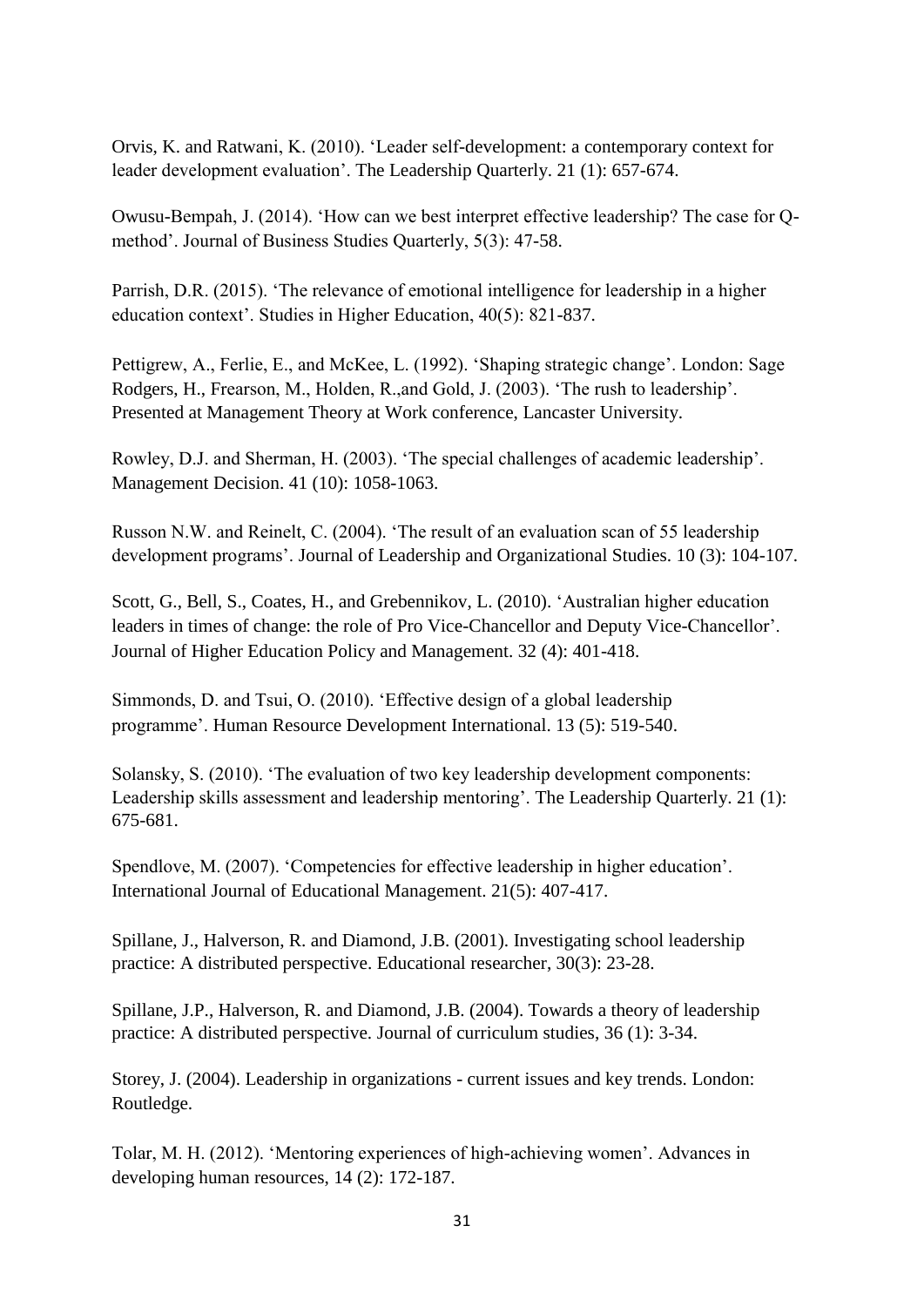Orvis, K. and Ratwani, K. (2010). 'Leader self-development: a contemporary context for leader development evaluation'. The Leadership Quarterly. 21 (1): 657-674.

Owusu-Bempah, J. (2014). 'How can we best interpret effective leadership? The case for Q-method'. Journal of Business Studies Quarterly, 5(3): 47-58.

Parrish, D.R. (2015). 'The relevance of emotional intelligence for leadership in a higher education context'. Studies in Higher Education, 40(5): 821-837.

Pettigrew, A., Ferlie, E., and McKee, L. (1992). 'Shaping strategic change'. London: Sage
Rodgers, H., Frearson, M., Holden, R.,and Gold, J. (2003). 'The rush to leadership'. Presented at Management Theory at Work conference, Lancaster University.

Rowley, D.J. and Sherman, H. (2003). 'The special challenges of academic leadership'. Management Decision. 41 (10): 1058-1063.

Russon N.W. and Reinelt, C. (2004). 'The result of an evaluation scan of 55 leadership development programs'. Journal of Leadership and Organizational Studies. 10 (3): 104-107.

Scott, G., Bell, S., Coates, H., and Grebennikov, L. (2010). 'Australian higher education leaders in times of change: the role of Pro Vice-Chancellor and Deputy Vice-Chancellor'. Journal of Higher Education Policy and Management. 32 (4): 401-418.

Simmonds, D. and Tsui, O. (2010). 'Effective design of a global leadership programme'. Human Resource Development International. 13 (5): 519-540.

Solansky, S. (2010). 'The evaluation of two key leadership development components: Leadership skills assessment and leadership mentoring'. The Leadership Quarterly. 21 (1): 675-681.

Spendlove, M. (2007). 'Competencies for effective leadership in higher education'. International Journal of Educational Management. 21(5): 407-417.

Spillane, J., Halverson, R. and Diamond, J.B. (2001). Investigating school leadership practice: A distributed perspective. Educational researcher, 30(3): 23-28.

Spillane, J.P., Halverson, R. and Diamond, J.B. (2004). Towards a theory of leadership practice: A distributed perspective. Journal of curriculum studies, 36 (1): 3-34.

Storey, J. (2004). Leadership in organizations - current issues and key trends. London: Routledge.

Tolar, M. H. (2012). 'Mentoring experiences of high-achieving women'. Advances in developing human resources, 14 (2): 172-187.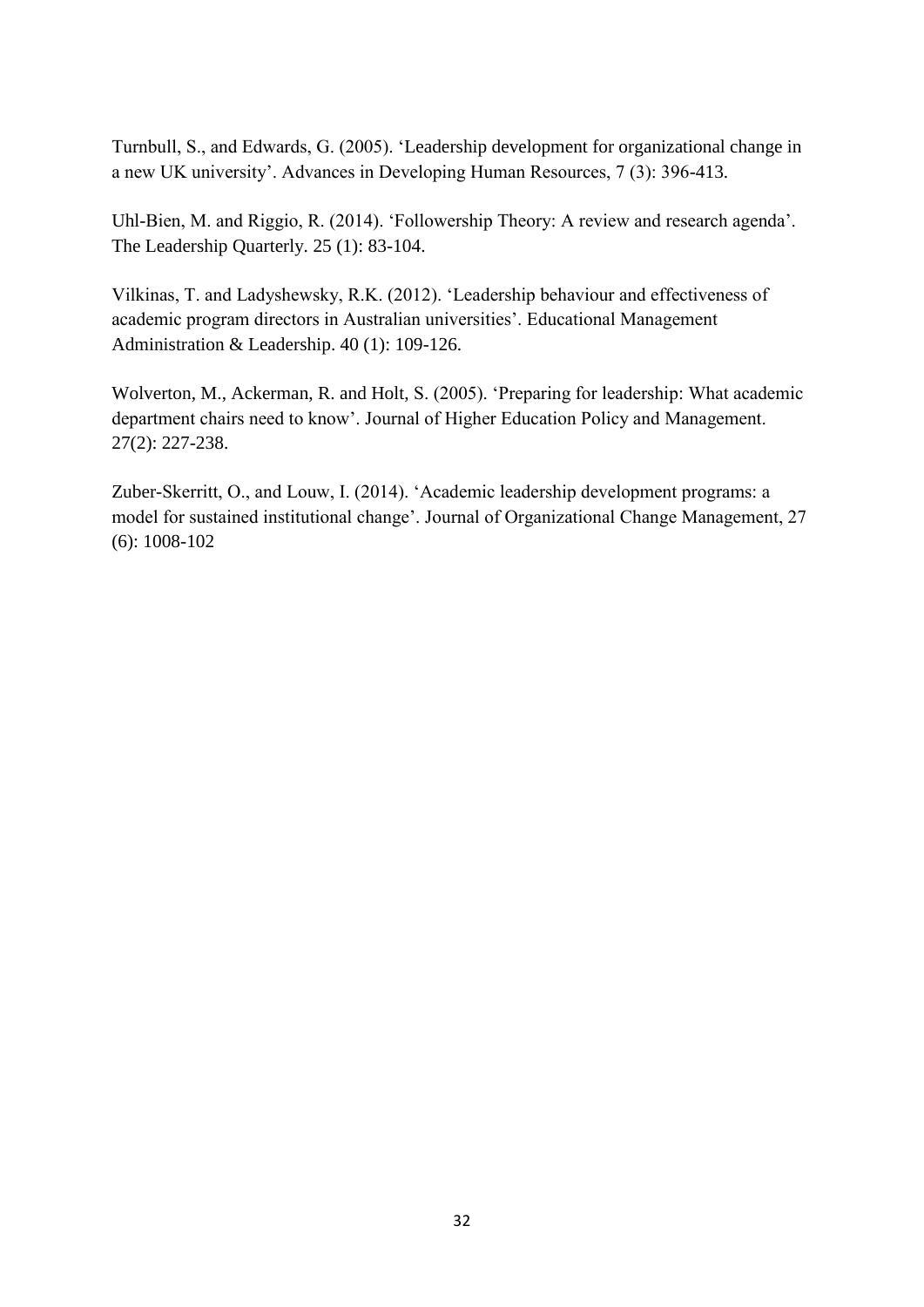Turnbull, S., and Edwards, G. (2005). 'Leadership development for organizational change in a new UK university'. Advances in Developing Human Resources, 7 (3): 396-413.

Uhl-Bien, M. and Riggio, R. (2014). 'Followership Theory: A review and research agenda'. The Leadership Quarterly. 25 (1): 83-104.

Vilkinas, T. and Ladyshewsky, R.K. (2012). 'Leadership behaviour and effectiveness of academic program directors in Australian universities'. Educational Management Administration & Leadership. 40 (1): 109-126.

Wolverton, M., Ackerman, R. and Holt, S. (2005). 'Preparing for leadership: What academic department chairs need to know'. Journal of Higher Education Policy and Management. 27(2): 227-238.

Zuber-Skerritt, O., and Louw, I. (2014). 'Academic leadership development programs: a model for sustained institutional change'. Journal of Organizational Change Management, 27 (6): 1008-102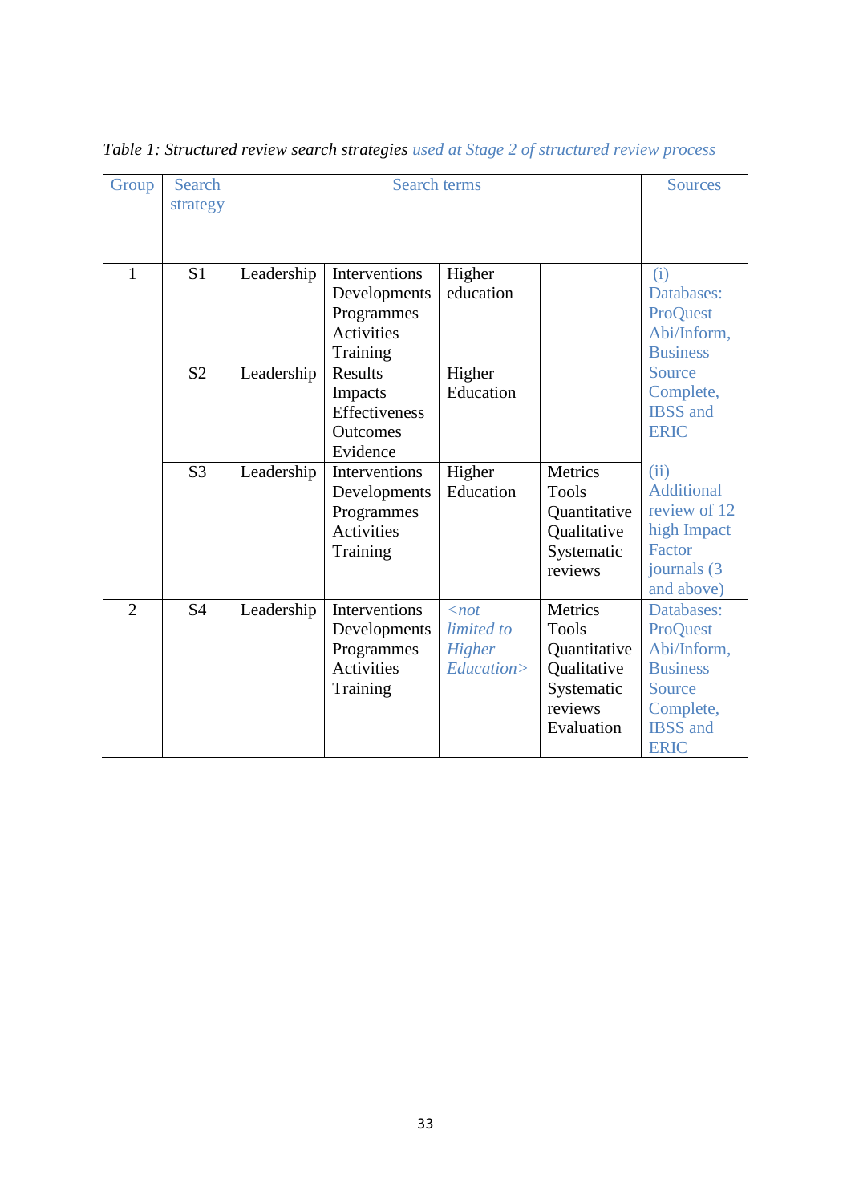*Table 1: Structured review search strategies used at Stage 2 of structured review process*

| Group | Search strategy | Search terms | | | | Sources |
|---|---|---|---|---|---|---|
| 1 | S1 | Leadership | Interventions Developments Programmes Activities Training | Higher education | | (i) Databases: ProQuest Abi/Inform, Business Source Complete, IBSS and ERIC |
| | S2 | Leadership | Results Impacts Effectiveness Outcomes Evidence | Higher Education | | |
| | S3 | Leadership | Interventions Developments Programmes Activities Training | Higher Education | Metrics Tools Quantitative Qualitative Systematic reviews | (ii) Additional review of 12 high Impact Factor journals (3 and above) |
| 2 | S4 | Leadership | Interventions Developments Programmes Activities Training | *<not limited to Higher Education>* | Metrics Tools Quantitative Qualitative Systematic reviews Evaluation | Databases: ProQuest Abi/Inform, Business Source Complete, IBSS and ERIC |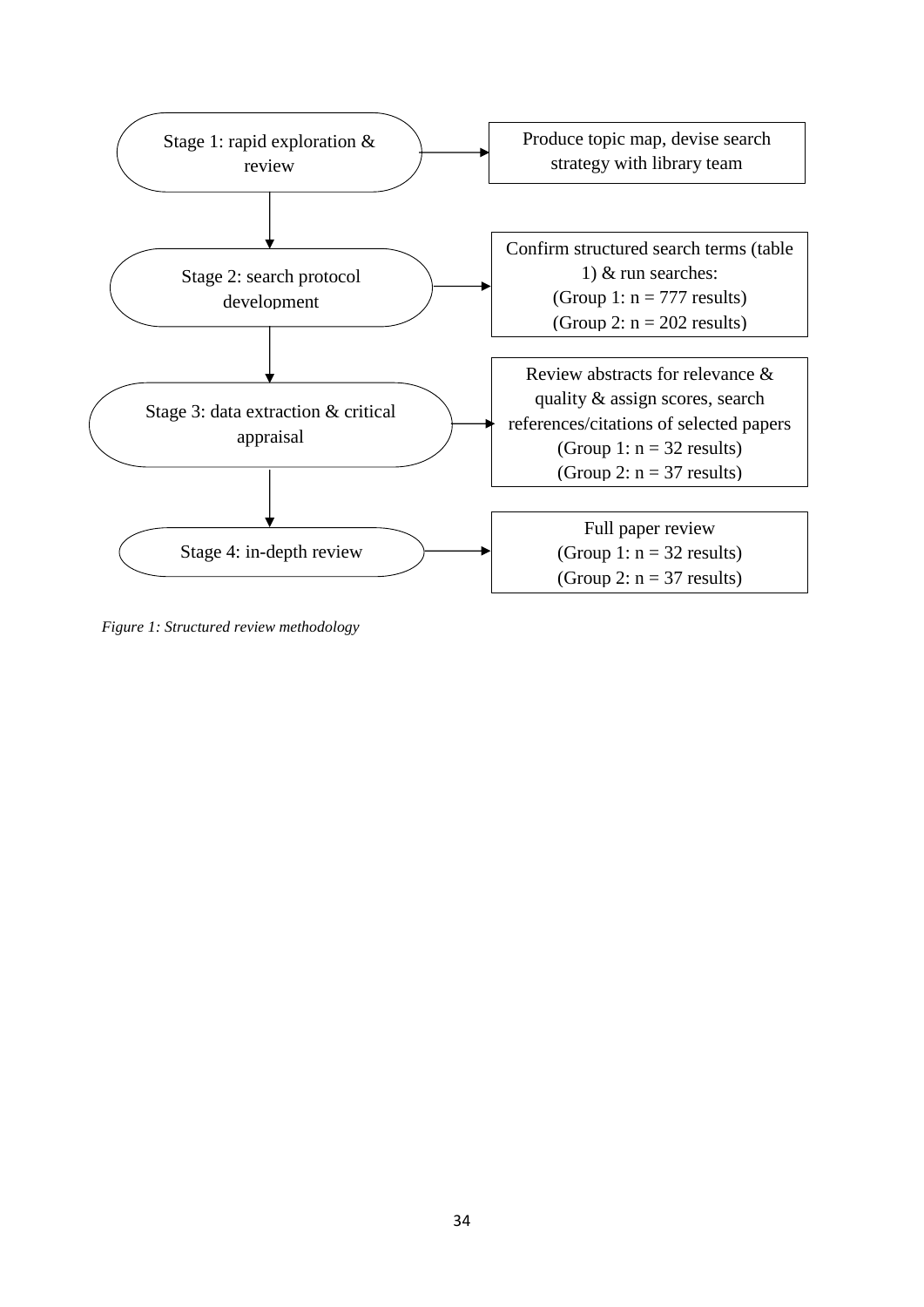Stage 1: rapid exploration & review → Produce topic map, devise search strategy with library team

Stage 2: search protocol development → Confirm structured search terms (table 1) & run searches:
(Group 1: n = 777 results)
(Group 2: n = 202 results)

Stage 3: data extraction & critical appraisal → Review abstracts for relevance & quality & assign scores, search references/citations of selected papers
(Group 1: n = 32 results)
(Group 2: n = 37 results)

Stage 4: in-depth review → Full paper review
(Group 1: n = 32 results)
(Group 2: n = 37 results)

*Figure 1: Structured review methodology*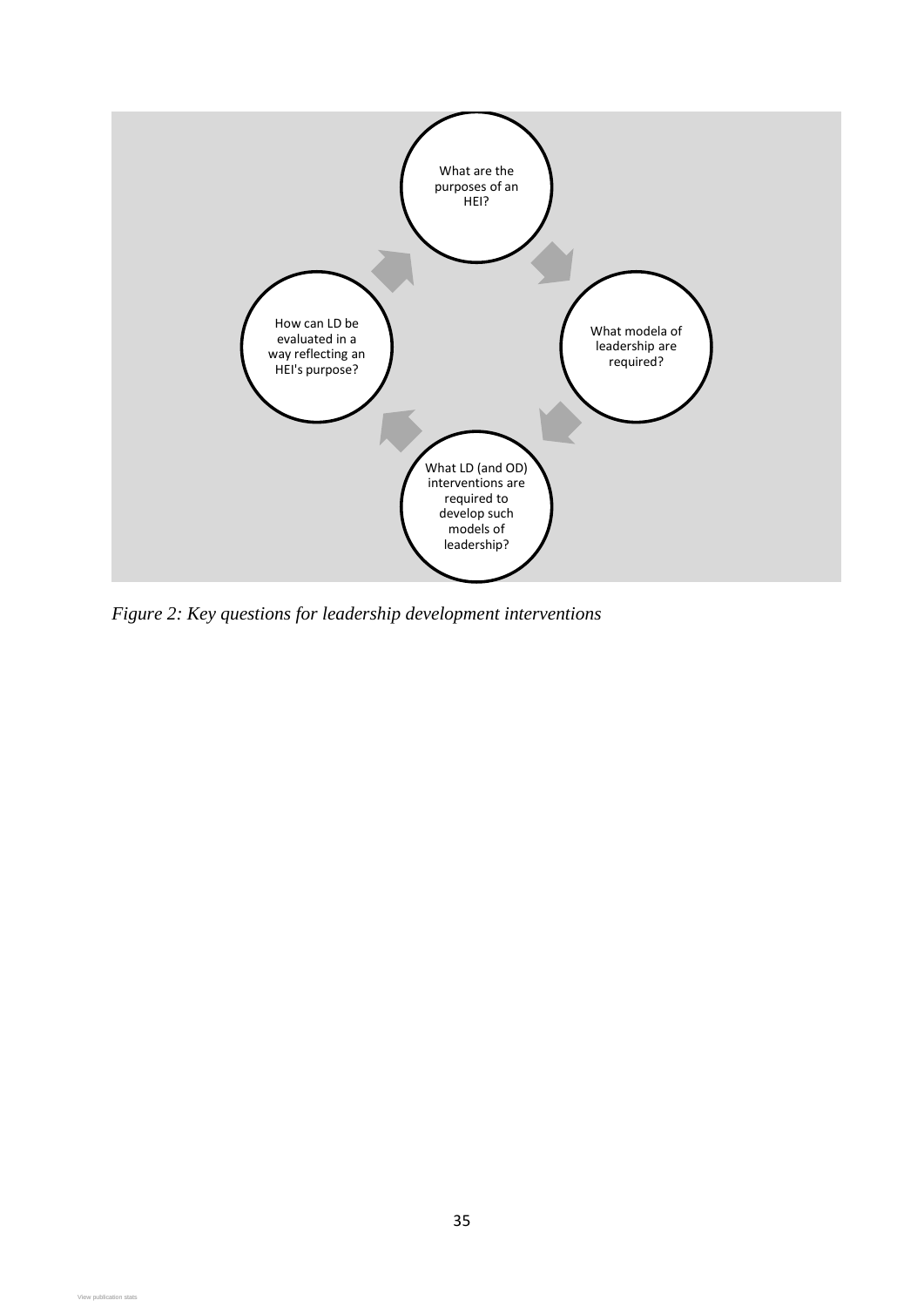What are the purposes of an HEI?

What modela of leadership are required?

What LD (and OD) interventions are required to develop such models of leadership?

How can LD be evaluated in a way reflecting an HEI's purpose?

*Figure 2: Key questions for leadership development interventions*